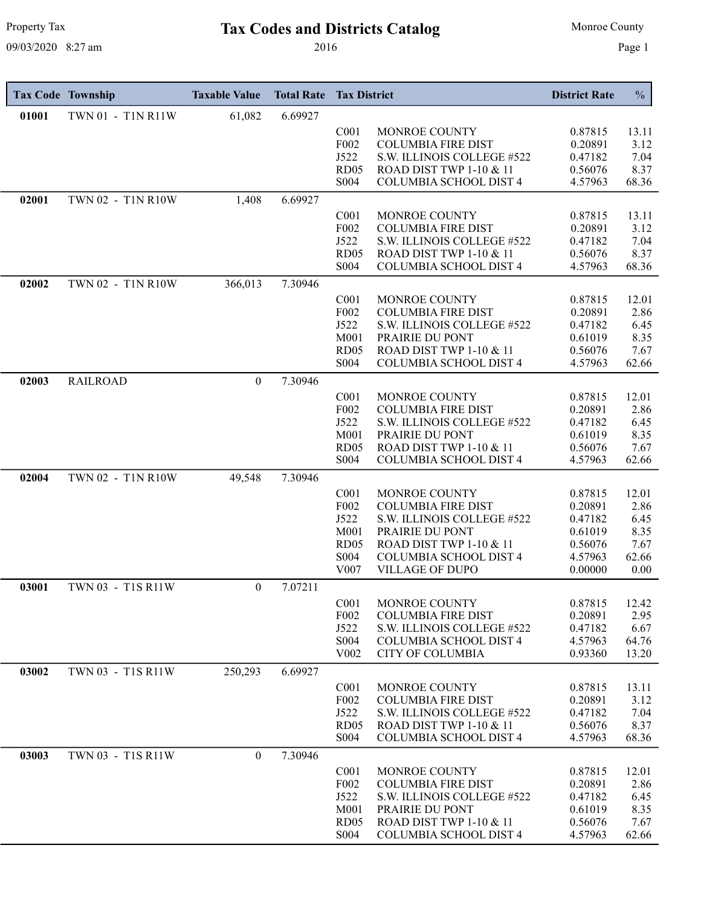# Tax Codes and Districts Catalog

Property Tax — Monroe County

09/03/2020 8:27 am — 2016

| Tax Code | Township | Taxable Value | Total Rate | Tax District | | District Rate | % |
|---|---|---|---|---|---|---|---|
| **01001** | TWN 01 - T1N R11W | 61,082 | 6.69927 | | | | |
| | | | | C001 | MONROE COUNTY | 0.87815 | 13.11 |
| | | | | F002 | COLUMBIA FIRE DIST | 0.20891 | 3.12 |
| | | | | J522 | S.W. ILLINOIS COLLEGE #522 | 0.47182 | 7.04 |
| | | | | RD05 | ROAD DIST TWP 1-10 & 11 | 0.56076 | 8.37 |
| | | | | S004 | COLUMBIA SCHOOL DIST 4 | 4.57963 | 68.36 |
| **02001** | TWN 02 - T1N R10W | 1,408 | 6.69927 | | | | |
| | | | | C001 | MONROE COUNTY | 0.87815 | 13.11 |
| | | | | F002 | COLUMBIA FIRE DIST | 0.20891 | 3.12 |
| | | | | J522 | S.W. ILLINOIS COLLEGE #522 | 0.47182 | 7.04 |
| | | | | RD05 | ROAD DIST TWP 1-10 & 11 | 0.56076 | 8.37 |
| | | | | S004 | COLUMBIA SCHOOL DIST 4 | 4.57963 | 68.36 |
| **02002** | TWN 02 - T1N R10W | 366,013 | 7.30946 | | | | |
| | | | | C001 | MONROE COUNTY | 0.87815 | 12.01 |
| | | | | F002 | COLUMBIA FIRE DIST | 0.20891 | 2.86 |
| | | | | J522 | S.W. ILLINOIS COLLEGE #522 | 0.47182 | 6.45 |
| | | | | M001 | PRAIRIE DU PONT | 0.61019 | 8.35 |
| | | | | RD05 | ROAD DIST TWP 1-10 & 11 | 0.56076 | 7.67 |
| | | | | S004 | COLUMBIA SCHOOL DIST 4 | 4.57963 | 62.66 |
| **02003** | RAILROAD | 0 | 7.30946 | | | | |
| | | | | C001 | MONROE COUNTY | 0.87815 | 12.01 |
| | | | | F002 | COLUMBIA FIRE DIST | 0.20891 | 2.86 |
| | | | | J522 | S.W. ILLINOIS COLLEGE #522 | 0.47182 | 6.45 |
| | | | | M001 | PRAIRIE DU PONT | 0.61019 | 8.35 |
| | | | | RD05 | ROAD DIST TWP 1-10 & 11 | 0.56076 | 7.67 |
| | | | | S004 | COLUMBIA SCHOOL DIST 4 | 4.57963 | 62.66 |
| **02004** | TWN 02 - T1N R10W | 49,548 | 7.30946 | | | | |
| | | | | C001 | MONROE COUNTY | 0.87815 | 12.01 |
| | | | | F002 | COLUMBIA FIRE DIST | 0.20891 | 2.86 |
| | | | | J522 | S.W. ILLINOIS COLLEGE #522 | 0.47182 | 6.45 |
| | | | | M001 | PRAIRIE DU PONT | 0.61019 | 8.35 |
| | | | | RD05 | ROAD DIST TWP 1-10 & 11 | 0.56076 | 7.67 |
| | | | | S004 | COLUMBIA SCHOOL DIST 4 | 4.57963 | 62.66 |
| | | | | V007 | VILLAGE OF DUPO | 0.00000 | 0.00 |
| **03001** | TWN 03 - T1S R11W | 0 | 7.07211 | | | | |
| | | | | C001 | MONROE COUNTY | 0.87815 | 12.42 |
| | | | | F002 | COLUMBIA FIRE DIST | 0.20891 | 2.95 |
| | | | | J522 | S.W. ILLINOIS COLLEGE #522 | 0.47182 | 6.67 |
| | | | | S004 | COLUMBIA SCHOOL DIST 4 | 4.57963 | 64.76 |
| | | | | V002 | CITY OF COLUMBIA | 0.93360 | 13.20 |
| **03002** | TWN 03 - T1S R11W | 250,293 | 6.69927 | | | | |
| | | | | C001 | MONROE COUNTY | 0.87815 | 13.11 |
| | | | | F002 | COLUMBIA FIRE DIST | 0.20891 | 3.12 |
| | | | | J522 | S.W. ILLINOIS COLLEGE #522 | 0.47182 | 7.04 |
| | | | | RD05 | ROAD DIST TWP 1-10 & 11 | 0.56076 | 8.37 |
| | | | | S004 | COLUMBIA SCHOOL DIST 4 | 4.57963 | 68.36 |
| **03003** | TWN 03 - T1S R11W | 0 | 7.30946 | | | | |
| | | | | C001 | MONROE COUNTY | 0.87815 | 12.01 |
| | | | | F002 | COLUMBIA FIRE DIST | 0.20891 | 2.86 |
| | | | | J522 | S.W. ILLINOIS COLLEGE #522 | 0.47182 | 6.45 |
| | | | | M001 | PRAIRIE DU PONT | 0.61019 | 8.35 |
| | | | | RD05 | ROAD DIST TWP 1-10 & 11 | 0.56076 | 7.67 |
| | | | | S004 | COLUMBIA SCHOOL DIST 4 | 4.57963 | 62.66 |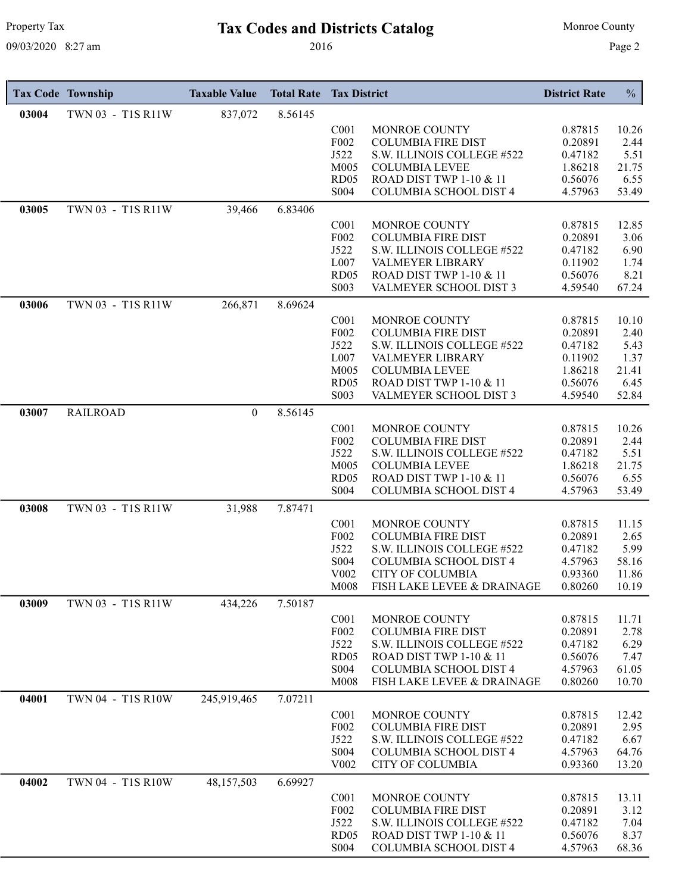# Tax Codes and Districts Catalog

2016

| Tax Code | Township | Taxable Value | Total Rate | Tax District | | District Rate | % |
|---|---|---|---|---|---|---|---|
| 03004 | TWN 03 - T1S R11W | 837,072 | 8.56145 | | | | |
| | | | | C001 | MONROE COUNTY | 0.87815 | 10.26 |
| | | | | F002 | COLUMBIA FIRE DIST | 0.20891 | 2.44 |
| | | | | J522 | S.W. ILLINOIS COLLEGE #522 | 0.47182 | 5.51 |
| | | | | M005 | COLUMBIA LEVEE | 1.86218 | 21.75 |
| | | | | RD05 | ROAD DIST TWP 1-10 & 11 | 0.56076 | 6.55 |
| | | | | S004 | COLUMBIA SCHOOL DIST 4 | 4.57963 | 53.49 |
| 03005 | TWN 03 - T1S R11W | 39,466 | 6.83406 | | | | |
| | | | | C001 | MONROE COUNTY | 0.87815 | 12.85 |
| | | | | F002 | COLUMBIA FIRE DIST | 0.20891 | 3.06 |
| | | | | J522 | S.W. ILLINOIS COLLEGE #522 | 0.47182 | 6.90 |
| | | | | L007 | VALMEYER LIBRARY | 0.11902 | 1.74 |
| | | | | RD05 | ROAD DIST TWP 1-10 & 11 | 0.56076 | 8.21 |
| | | | | S003 | VALMEYER SCHOOL DIST 3 | 4.59540 | 67.24 |
| 03006 | TWN 03 - T1S R11W | 266,871 | 8.69624 | | | | |
| | | | | C001 | MONROE COUNTY | 0.87815 | 10.10 |
| | | | | F002 | COLUMBIA FIRE DIST | 0.20891 | 2.40 |
| | | | | J522 | S.W. ILLINOIS COLLEGE #522 | 0.47182 | 5.43 |
| | | | | L007 | VALMEYER LIBRARY | 0.11902 | 1.37 |
| | | | | M005 | COLUMBIA LEVEE | 1.86218 | 21.41 |
| | | | | RD05 | ROAD DIST TWP 1-10 & 11 | 0.56076 | 6.45 |
| | | | | S003 | VALMEYER SCHOOL DIST 3 | 4.59540 | 52.84 |
| 03007 | RAILROAD | 0 | 8.56145 | | | | |
| | | | | C001 | MONROE COUNTY | 0.87815 | 10.26 |
| | | | | F002 | COLUMBIA FIRE DIST | 0.20891 | 2.44 |
| | | | | J522 | S.W. ILLINOIS COLLEGE #522 | 0.47182 | 5.51 |
| | | | | M005 | COLUMBIA LEVEE | 1.86218 | 21.75 |
| | | | | RD05 | ROAD DIST TWP 1-10 & 11 | 0.56076 | 6.55 |
| | | | | S004 | COLUMBIA SCHOOL DIST 4 | 4.57963 | 53.49 |
| 03008 | TWN 03 - T1S R11W | 31,988 | 7.87471 | | | | |
| | | | | C001 | MONROE COUNTY | 0.87815 | 11.15 |
| | | | | F002 | COLUMBIA FIRE DIST | 0.20891 | 2.65 |
| | | | | J522 | S.W. ILLINOIS COLLEGE #522 | 0.47182 | 5.99 |
| | | | | S004 | COLUMBIA SCHOOL DIST 4 | 4.57963 | 58.16 |
| | | | | V002 | CITY OF COLUMBIA | 0.93360 | 11.86 |
| | | | | M008 | FISH LAKE LEVEE & DRAINAGE | 0.80260 | 10.19 |
| 03009 | TWN 03 - T1S R11W | 434,226 | 7.50187 | | | | |
| | | | | C001 | MONROE COUNTY | 0.87815 | 11.71 |
| | | | | F002 | COLUMBIA FIRE DIST | 0.20891 | 2.78 |
| | | | | J522 | S.W. ILLINOIS COLLEGE #522 | 0.47182 | 6.29 |
| | | | | RD05 | ROAD DIST TWP 1-10 & 11 | 0.56076 | 7.47 |
| | | | | S004 | COLUMBIA SCHOOL DIST 4 | 4.57963 | 61.05 |
| | | | | M008 | FISH LAKE LEVEE & DRAINAGE | 0.80260 | 10.70 |
| 04001 | TWN 04 - T1S R10W | 245,919,465 | 7.07211 | | | | |
| | | | | C001 | MONROE COUNTY | 0.87815 | 12.42 |
| | | | | F002 | COLUMBIA FIRE DIST | 0.20891 | 2.95 |
| | | | | J522 | S.W. ILLINOIS COLLEGE #522 | 0.47182 | 6.67 |
| | | | | S004 | COLUMBIA SCHOOL DIST 4 | 4.57963 | 64.76 |
| | | | | V002 | CITY OF COLUMBIA | 0.93360 | 13.20 |
| 04002 | TWN 04 - T1S R10W | 48,157,503 | 6.69927 | | | | |
| | | | | C001 | MONROE COUNTY | 0.87815 | 13.11 |
| | | | | F002 | COLUMBIA FIRE DIST | 0.20891 | 3.12 |
| | | | | J522 | S.W. ILLINOIS COLLEGE #522 | 0.47182 | 7.04 |
| | | | | RD05 | ROAD DIST TWP 1-10 & 11 | 0.56076 | 8.37 |
| | | | | S004 | COLUMBIA SCHOOL DIST 4 | 4.57963 | 68.36 |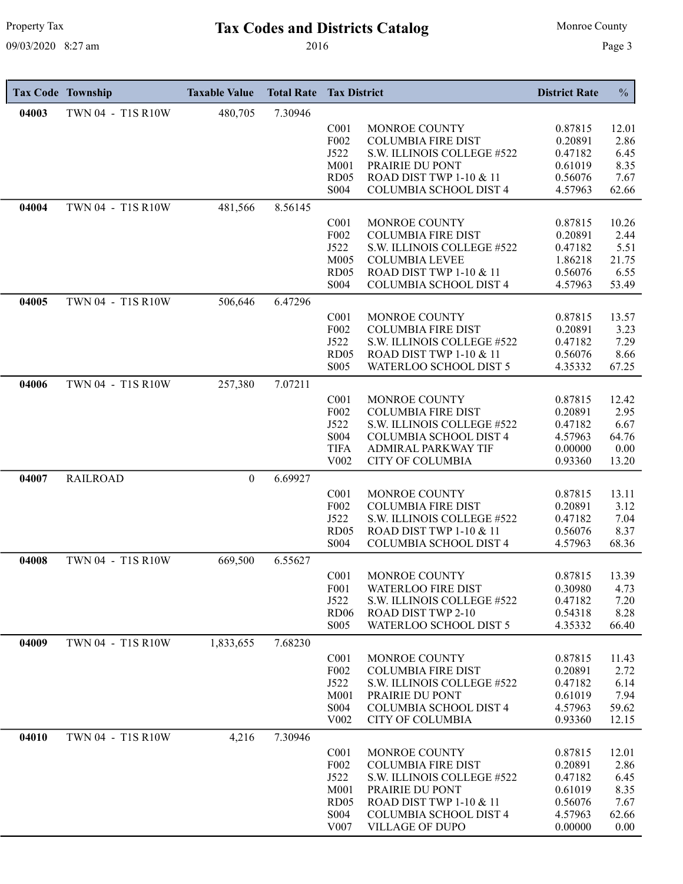# Tax Codes and Districts Catalog

2016

| Tax Code | Township | Taxable Value | Total Rate | Tax District | | District Rate | % |
|---|---|---|---|---|---|---|---|
| **04003** | TWN 04 - T1S R10W | 480,705 | 7.30946 | | | | |
| | | | | C001 | MONROE COUNTY | 0.87815 | 12.01 |
| | | | | F002 | COLUMBIA FIRE DIST | 0.20891 | 2.86 |
| | | | | J522 | S.W. ILLINOIS COLLEGE #522 | 0.47182 | 6.45 |
| | | | | M001 | PRAIRIE DU PONT | 0.61019 | 8.35 |
| | | | | RD05 | ROAD DIST TWP 1-10 & 11 | 0.56076 | 7.67 |
| | | | | S004 | COLUMBIA SCHOOL DIST 4 | 4.57963 | 62.66 |
| **04004** | TWN 04 - T1S R10W | 481,566 | 8.56145 | | | | |
| | | | | C001 | MONROE COUNTY | 0.87815 | 10.26 |
| | | | | F002 | COLUMBIA FIRE DIST | 0.20891 | 2.44 |
| | | | | J522 | S.W. ILLINOIS COLLEGE #522 | 0.47182 | 5.51 |
| | | | | M005 | COLUMBIA LEVEE | 1.86218 | 21.75 |
| | | | | RD05 | ROAD DIST TWP 1-10 & 11 | 0.56076 | 6.55 |
| | | | | S004 | COLUMBIA SCHOOL DIST 4 | 4.57963 | 53.49 |
| **04005** | TWN 04 - T1S R10W | 506,646 | 6.47296 | | | | |
| | | | | C001 | MONROE COUNTY | 0.87815 | 13.57 |
| | | | | F002 | COLUMBIA FIRE DIST | 0.20891 | 3.23 |
| | | | | J522 | S.W. ILLINOIS COLLEGE #522 | 0.47182 | 7.29 |
| | | | | RD05 | ROAD DIST TWP 1-10 & 11 | 0.56076 | 8.66 |
| | | | | S005 | WATERLOO SCHOOL DIST 5 | 4.35332 | 67.25 |
| **04006** | TWN 04 - T1S R10W | 257,380 | 7.07211 | | | | |
| | | | | C001 | MONROE COUNTY | 0.87815 | 12.42 |
| | | | | F002 | COLUMBIA FIRE DIST | 0.20891 | 2.95 |
| | | | | J522 | S.W. ILLINOIS COLLEGE #522 | 0.47182 | 6.67 |
| | | | | S004 | COLUMBIA SCHOOL DIST 4 | 4.57963 | 64.76 |
| | | | | TIFA | ADMIRAL PARKWAY TIF | 0.00000 | 0.00 |
| | | | | V002 | CITY OF COLUMBIA | 0.93360 | 13.20 |
| **04007** | RAILROAD | 0 | 6.69927 | | | | |
| | | | | C001 | MONROE COUNTY | 0.87815 | 13.11 |
| | | | | F002 | COLUMBIA FIRE DIST | 0.20891 | 3.12 |
| | | | | J522 | S.W. ILLINOIS COLLEGE #522 | 0.47182 | 7.04 |
| | | | | RD05 | ROAD DIST TWP 1-10 & 11 | 0.56076 | 8.37 |
| | | | | S004 | COLUMBIA SCHOOL DIST 4 | 4.57963 | 68.36 |
| **04008** | TWN 04 - T1S R10W | 669,500 | 6.55627 | | | | |
| | | | | C001 | MONROE COUNTY | 0.87815 | 13.39 |
| | | | | F001 | WATERLOO FIRE DIST | 0.30980 | 4.73 |
| | | | | J522 | S.W. ILLINOIS COLLEGE #522 | 0.47182 | 7.20 |
| | | | | RD06 | ROAD DIST TWP 2-10 | 0.54318 | 8.28 |
| | | | | S005 | WATERLOO SCHOOL DIST 5 | 4.35332 | 66.40 |
| **04009** | TWN 04 - T1S R10W | 1,833,655 | 7.68230 | | | | |
| | | | | C001 | MONROE COUNTY | 0.87815 | 11.43 |
| | | | | F002 | COLUMBIA FIRE DIST | 0.20891 | 2.72 |
| | | | | J522 | S.W. ILLINOIS COLLEGE #522 | 0.47182 | 6.14 |
| | | | | M001 | PRAIRIE DU PONT | 0.61019 | 7.94 |
| | | | | S004 | COLUMBIA SCHOOL DIST 4 | 4.57963 | 59.62 |
| | | | | V002 | CITY OF COLUMBIA | 0.93360 | 12.15 |
| **04010** | TWN 04 - T1S R10W | 4,216 | 7.30946 | | | | |
| | | | | C001 | MONROE COUNTY | 0.87815 | 12.01 |
| | | | | F002 | COLUMBIA FIRE DIST | 0.20891 | 2.86 |
| | | | | J522 | S.W. ILLINOIS COLLEGE #522 | 0.47182 | 6.45 |
| | | | | M001 | PRAIRIE DU PONT | 0.61019 | 8.35 |
| | | | | RD05 | ROAD DIST TWP 1-10 & 11 | 0.56076 | 7.67 |
| | | | | S004 | COLUMBIA SCHOOL DIST 4 | 4.57963 | 62.66 |
| | | | | V007 | VILLAGE OF DUPO | 0.00000 | 0.00 |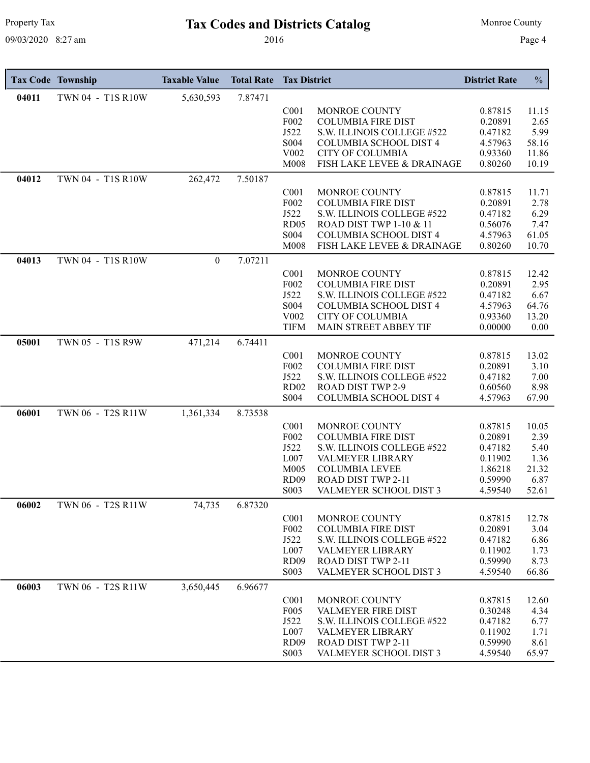# Tax Codes and Districts Catalog

2016

| Tax Code | Township | Taxable Value | Total Rate | Tax District | | District Rate | % |
|---|---|---|---|---|---|---|---|
| 04011 | TWN 04 - T1S R10W | 5,630,593 | 7.87471 | | | | |
| | | | | C001 | MONROE COUNTY | 0.87815 | 11.15 |
| | | | | F002 | COLUMBIA FIRE DIST | 0.20891 | 2.65 |
| | | | | J522 | S.W. ILLINOIS COLLEGE #522 | 0.47182 | 5.99 |
| | | | | S004 | COLUMBIA SCHOOL DIST 4 | 4.57963 | 58.16 |
| | | | | V002 | CITY OF COLUMBIA | 0.93360 | 11.86 |
| | | | | M008 | FISH LAKE LEVEE & DRAINAGE | 0.80260 | 10.19 |
| 04012 | TWN 04 - T1S R10W | 262,472 | 7.50187 | | | | |
| | | | | C001 | MONROE COUNTY | 0.87815 | 11.71 |
| | | | | F002 | COLUMBIA FIRE DIST | 0.20891 | 2.78 |
| | | | | J522 | S.W. ILLINOIS COLLEGE #522 | 0.47182 | 6.29 |
| | | | | RD05 | ROAD DIST TWP 1-10 & 11 | 0.56076 | 7.47 |
| | | | | S004 | COLUMBIA SCHOOL DIST 4 | 4.57963 | 61.05 |
| | | | | M008 | FISH LAKE LEVEE & DRAINAGE | 0.80260 | 10.70 |
| 04013 | TWN 04 - T1S R10W | 0 | 7.07211 | | | | |
| | | | | C001 | MONROE COUNTY | 0.87815 | 12.42 |
| | | | | F002 | COLUMBIA FIRE DIST | 0.20891 | 2.95 |
| | | | | J522 | S.W. ILLINOIS COLLEGE #522 | 0.47182 | 6.67 |
| | | | | S004 | COLUMBIA SCHOOL DIST 4 | 4.57963 | 64.76 |
| | | | | V002 | CITY OF COLUMBIA | 0.93360 | 13.20 |
| | | | | TIFM | MAIN STREET ABBEY TIF | 0.00000 | 0.00 |
| 05001 | TWN 05 - T1S R9W | 471,214 | 6.74411 | | | | |
| | | | | C001 | MONROE COUNTY | 0.87815 | 13.02 |
| | | | | F002 | COLUMBIA FIRE DIST | 0.20891 | 3.10 |
| | | | | J522 | S.W. ILLINOIS COLLEGE #522 | 0.47182 | 7.00 |
| | | | | RD02 | ROAD DIST TWP 2-9 | 0.60560 | 8.98 |
| | | | | S004 | COLUMBIA SCHOOL DIST 4 | 4.57963 | 67.90 |
| 06001 | TWN 06 - T2S R11W | 1,361,334 | 8.73538 | | | | |
| | | | | C001 | MONROE COUNTY | 0.87815 | 10.05 |
| | | | | F002 | COLUMBIA FIRE DIST | 0.20891 | 2.39 |
| | | | | J522 | S.W. ILLINOIS COLLEGE #522 | 0.47182 | 5.40 |
| | | | | L007 | VALMEYER LIBRARY | 0.11902 | 1.36 |
| | | | | M005 | COLUMBIA LEVEE | 1.86218 | 21.32 |
| | | | | RD09 | ROAD DIST TWP 2-11 | 0.59990 | 6.87 |
| | | | | S003 | VALMEYER SCHOOL DIST 3 | 4.59540 | 52.61 |
| 06002 | TWN 06 - T2S R11W | 74,735 | 6.87320 | | | | |
| | | | | C001 | MONROE COUNTY | 0.87815 | 12.78 |
| | | | | F002 | COLUMBIA FIRE DIST | 0.20891 | 3.04 |
| | | | | J522 | S.W. ILLINOIS COLLEGE #522 | 0.47182 | 6.86 |
| | | | | L007 | VALMEYER LIBRARY | 0.11902 | 1.73 |
| | | | | RD09 | ROAD DIST TWP 2-11 | 0.59990 | 8.73 |
| | | | | S003 | VALMEYER SCHOOL DIST 3 | 4.59540 | 66.86 |
| 06003 | TWN 06 - T2S R11W | 3,650,445 | 6.96677 | | | | |
| | | | | C001 | MONROE COUNTY | 0.87815 | 12.60 |
| | | | | F005 | VALMEYER FIRE DIST | 0.30248 | 4.34 |
| | | | | J522 | S.W. ILLINOIS COLLEGE #522 | 0.47182 | 6.77 |
| | | | | L007 | VALMEYER LIBRARY | 0.11902 | 1.71 |
| | | | | RD09 | ROAD DIST TWP 2-11 | 0.59990 | 8.61 |
| | | | | S003 | VALMEYER SCHOOL DIST 3 | 4.59540 | 65.97 |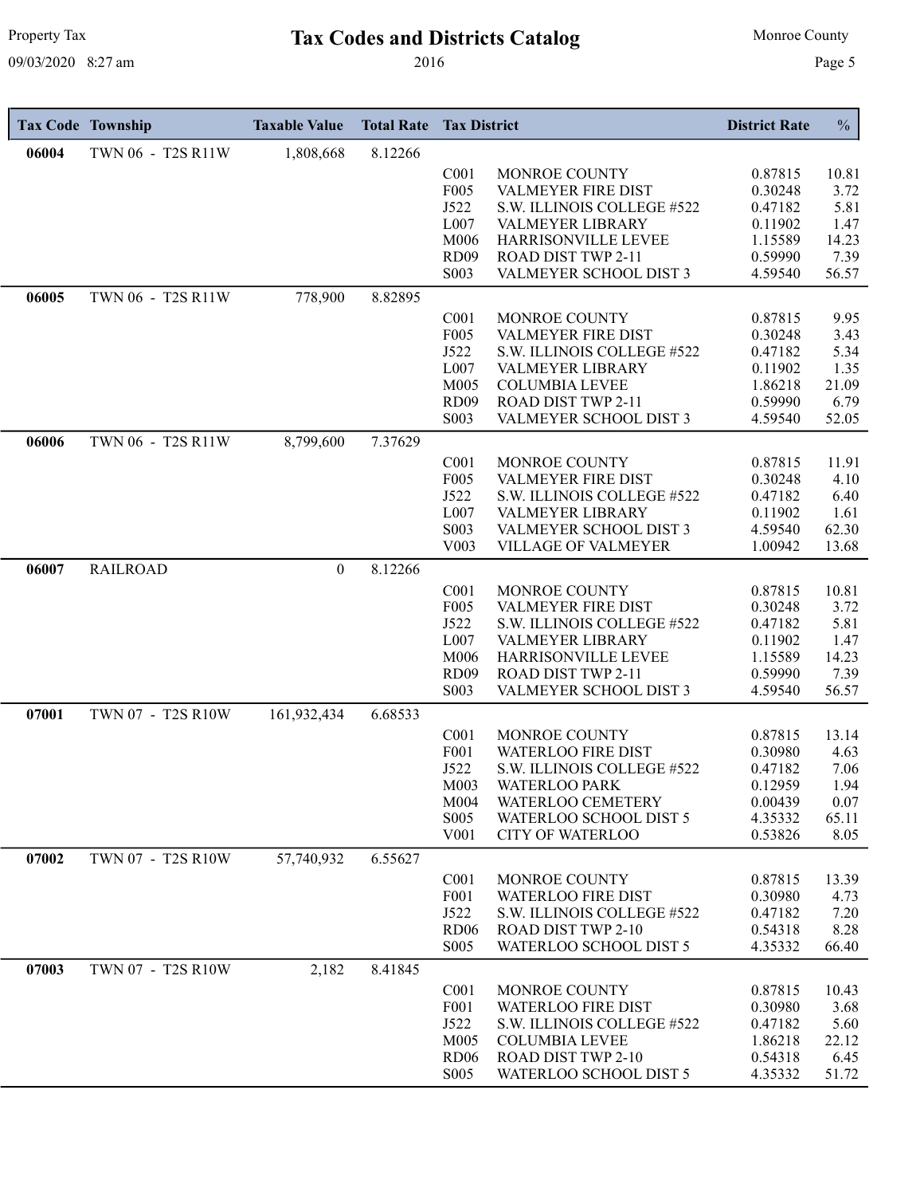# Tax Codes and Districts Catalog

Property Tax — Monroe County

09/03/2020 8:27 am — 2016

| Tax Code | Township | Taxable Value | Total Rate | Tax District | | District Rate | % |
|---|---|---|---|---|---|---|---|
| 06004 | TWN 06 - T2S R11W | 1,808,668 | 8.12266 | | | | |
| | | | | C001 | MONROE COUNTY | 0.87815 | 10.81 |
| | | | | F005 | VALMEYER FIRE DIST | 0.30248 | 3.72 |
| | | | | J522 | S.W. ILLINOIS COLLEGE #522 | 0.47182 | 5.81 |
| | | | | L007 | VALMEYER LIBRARY | 0.11902 | 1.47 |
| | | | | M006 | HARRISONVILLE LEVEE | 1.15589 | 14.23 |
| | | | | RD09 | ROAD DIST TWP 2-11 | 0.59990 | 7.39 |
| | | | | S003 | VALMEYER SCHOOL DIST 3 | 4.59540 | 56.57 |
| 06005 | TWN 06 - T2S R11W | 778,900 | 8.82895 | | | | |
| | | | | C001 | MONROE COUNTY | 0.87815 | 9.95 |
| | | | | F005 | VALMEYER FIRE DIST | 0.30248 | 3.43 |
| | | | | J522 | S.W. ILLINOIS COLLEGE #522 | 0.47182 | 5.34 |
| | | | | L007 | VALMEYER LIBRARY | 0.11902 | 1.35 |
| | | | | M005 | COLUMBIA LEVEE | 1.86218 | 21.09 |
| | | | | RD09 | ROAD DIST TWP 2-11 | 0.59990 | 6.79 |
| | | | | S003 | VALMEYER SCHOOL DIST 3 | 4.59540 | 52.05 |
| 06006 | TWN 06 - T2S R11W | 8,799,600 | 7.37629 | | | | |
| | | | | C001 | MONROE COUNTY | 0.87815 | 11.91 |
| | | | | F005 | VALMEYER FIRE DIST | 0.30248 | 4.10 |
| | | | | J522 | S.W. ILLINOIS COLLEGE #522 | 0.47182 | 6.40 |
| | | | | L007 | VALMEYER LIBRARY | 0.11902 | 1.61 |
| | | | | S003 | VALMEYER SCHOOL DIST 3 | 4.59540 | 62.30 |
| | | | | V003 | VILLAGE OF VALMEYER | 1.00942 | 13.68 |
| 06007 | RAILROAD | 0 | 8.12266 | | | | |
| | | | | C001 | MONROE COUNTY | 0.87815 | 10.81 |
| | | | | F005 | VALMEYER FIRE DIST | 0.30248 | 3.72 |
| | | | | J522 | S.W. ILLINOIS COLLEGE #522 | 0.47182 | 5.81 |
| | | | | L007 | VALMEYER LIBRARY | 0.11902 | 1.47 |
| | | | | M006 | HARRISONVILLE LEVEE | 1.15589 | 14.23 |
| | | | | RD09 | ROAD DIST TWP 2-11 | 0.59990 | 7.39 |
| | | | | S003 | VALMEYER SCHOOL DIST 3 | 4.59540 | 56.57 |
| 07001 | TWN 07 - T2S R10W | 161,932,434 | 6.68533 | | | | |
| | | | | C001 | MONROE COUNTY | 0.87815 | 13.14 |
| | | | | F001 | WATERLOO FIRE DIST | 0.30980 | 4.63 |
| | | | | J522 | S.W. ILLINOIS COLLEGE #522 | 0.47182 | 7.06 |
| | | | | M003 | WATERLOO PARK | 0.12959 | 1.94 |
| | | | | M004 | WATERLOO CEMETERY | 0.00439 | 0.07 |
| | | | | S005 | WATERLOO SCHOOL DIST 5 | 4.35332 | 65.11 |
| | | | | V001 | CITY OF WATERLOO | 0.53826 | 8.05 |
| 07002 | TWN 07 - T2S R10W | 57,740,932 | 6.55627 | | | | |
| | | | | C001 | MONROE COUNTY | 0.87815 | 13.39 |
| | | | | F001 | WATERLOO FIRE DIST | 0.30980 | 4.73 |
| | | | | J522 | S.W. ILLINOIS COLLEGE #522 | 0.47182 | 7.20 |
| | | | | RD06 | ROAD DIST TWP 2-10 | 0.54318 | 8.28 |
| | | | | S005 | WATERLOO SCHOOL DIST 5 | 4.35332 | 66.40 |
| 07003 | TWN 07 - T2S R10W | 2,182 | 8.41845 | | | | |
| | | | | C001 | MONROE COUNTY | 0.87815 | 10.43 |
| | | | | F001 | WATERLOO FIRE DIST | 0.30980 | 3.68 |
| | | | | J522 | S.W. ILLINOIS COLLEGE #522 | 0.47182 | 5.60 |
| | | | | M005 | COLUMBIA LEVEE | 1.86218 | 22.12 |
| | | | | RD06 | ROAD DIST TWP 2-10 | 0.54318 | 6.45 |
| | | | | S005 | WATERLOO SCHOOL DIST 5 | 4.35332 | 51.72 |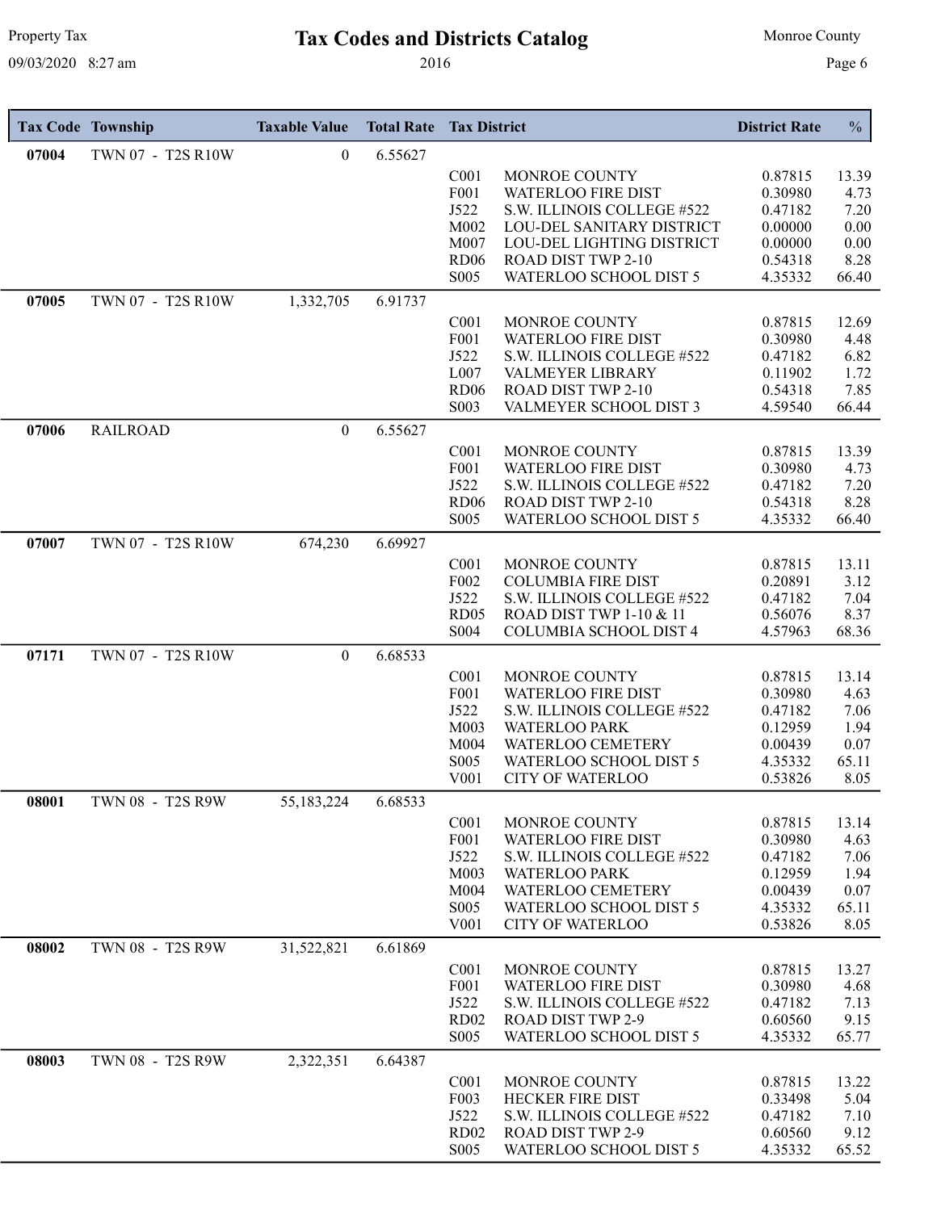# Tax Codes and Districts Catalog

2016

| Tax Code | Township | Taxable Value | Total Rate | Tax District | | District Rate | % |
|---|---|---|---|---|---|---|---|
| **07004** | TWN 07 - T2S R10W | 0 | 6.55627 | | | | |
| | | | | C001 | MONROE COUNTY | 0.87815 | 13.39 |
| | | | | F001 | WATERLOO FIRE DIST | 0.30980 | 4.73 |
| | | | | J522 | S.W. ILLINOIS COLLEGE #522 | 0.47182 | 7.20 |
| | | | | M002 | LOU-DEL SANITARY DISTRICT | 0.00000 | 0.00 |
| | | | | M007 | LOU-DEL LIGHTING DISTRICT | 0.00000 | 0.00 |
| | | | | RD06 | ROAD DIST TWP 2-10 | 0.54318 | 8.28 |
| | | | | S005 | WATERLOO SCHOOL DIST 5 | 4.35332 | 66.40 |
| **07005** | TWN 07 - T2S R10W | 1,332,705 | 6.91737 | | | | |
| | | | | C001 | MONROE COUNTY | 0.87815 | 12.69 |
| | | | | F001 | WATERLOO FIRE DIST | 0.30980 | 4.48 |
| | | | | J522 | S.W. ILLINOIS COLLEGE #522 | 0.47182 | 6.82 |
| | | | | L007 | VALMEYER LIBRARY | 0.11902 | 1.72 |
| | | | | RD06 | ROAD DIST TWP 2-10 | 0.54318 | 7.85 |
| | | | | S003 | VALMEYER SCHOOL DIST 3 | 4.59540 | 66.44 |
| **07006** | RAILROAD | 0 | 6.55627 | | | | |
| | | | | C001 | MONROE COUNTY | 0.87815 | 13.39 |
| | | | | F001 | WATERLOO FIRE DIST | 0.30980 | 4.73 |
| | | | | J522 | S.W. ILLINOIS COLLEGE #522 | 0.47182 | 7.20 |
| | | | | RD06 | ROAD DIST TWP 2-10 | 0.54318 | 8.28 |
| | | | | S005 | WATERLOO SCHOOL DIST 5 | 4.35332 | 66.40 |
| **07007** | TWN 07 - T2S R10W | 674,230 | 6.69927 | | | | |
| | | | | C001 | MONROE COUNTY | 0.87815 | 13.11 |
| | | | | F002 | COLUMBIA FIRE DIST | 0.20891 | 3.12 |
| | | | | J522 | S.W. ILLINOIS COLLEGE #522 | 0.47182 | 7.04 |
| | | | | RD05 | ROAD DIST TWP 1-10 & 11 | 0.56076 | 8.37 |
| | | | | S004 | COLUMBIA SCHOOL DIST 4 | 4.57963 | 68.36 |
| **07171** | TWN 07 - T2S R10W | 0 | 6.68533 | | | | |
| | | | | C001 | MONROE COUNTY | 0.87815 | 13.14 |
| | | | | F001 | WATERLOO FIRE DIST | 0.30980 | 4.63 |
| | | | | J522 | S.W. ILLINOIS COLLEGE #522 | 0.47182 | 7.06 |
| | | | | M003 | WATERLOO PARK | 0.12959 | 1.94 |
| | | | | M004 | WATERLOO CEMETERY | 0.00439 | 0.07 |
| | | | | S005 | WATERLOO SCHOOL DIST 5 | 4.35332 | 65.11 |
| | | | | V001 | CITY OF WATERLOO | 0.53826 | 8.05 |
| **08001** | TWN 08 - T2S R9W | 55,183,224 | 6.68533 | | | | |
| | | | | C001 | MONROE COUNTY | 0.87815 | 13.14 |
| | | | | F001 | WATERLOO FIRE DIST | 0.30980 | 4.63 |
| | | | | J522 | S.W. ILLINOIS COLLEGE #522 | 0.47182 | 7.06 |
| | | | | M003 | WATERLOO PARK | 0.12959 | 1.94 |
| | | | | M004 | WATERLOO CEMETERY | 0.00439 | 0.07 |
| | | | | S005 | WATERLOO SCHOOL DIST 5 | 4.35332 | 65.11 |
| | | | | V001 | CITY OF WATERLOO | 0.53826 | 8.05 |
| **08002** | TWN 08 - T2S R9W | 31,522,821 | 6.61869 | | | | |
| | | | | C001 | MONROE COUNTY | 0.87815 | 13.27 |
| | | | | F001 | WATERLOO FIRE DIST | 0.30980 | 4.68 |
| | | | | J522 | S.W. ILLINOIS COLLEGE #522 | 0.47182 | 7.13 |
| | | | | RD02 | ROAD DIST TWP 2-9 | 0.60560 | 9.15 |
| | | | | S005 | WATERLOO SCHOOL DIST 5 | 4.35332 | 65.77 |
| **08003** | TWN 08 - T2S R9W | 2,322,351 | 6.64387 | | | | |
| | | | | C001 | MONROE COUNTY | 0.87815 | 13.22 |
| | | | | F003 | HECKER FIRE DIST | 0.33498 | 5.04 |
| | | | | J522 | S.W. ILLINOIS COLLEGE #522 | 0.47182 | 7.10 |
| | | | | RD02 | ROAD DIST TWP 2-9 | 0.60560 | 9.12 |
| | | | | S005 | WATERLOO SCHOOL DIST 5 | 4.35332 | 65.52 |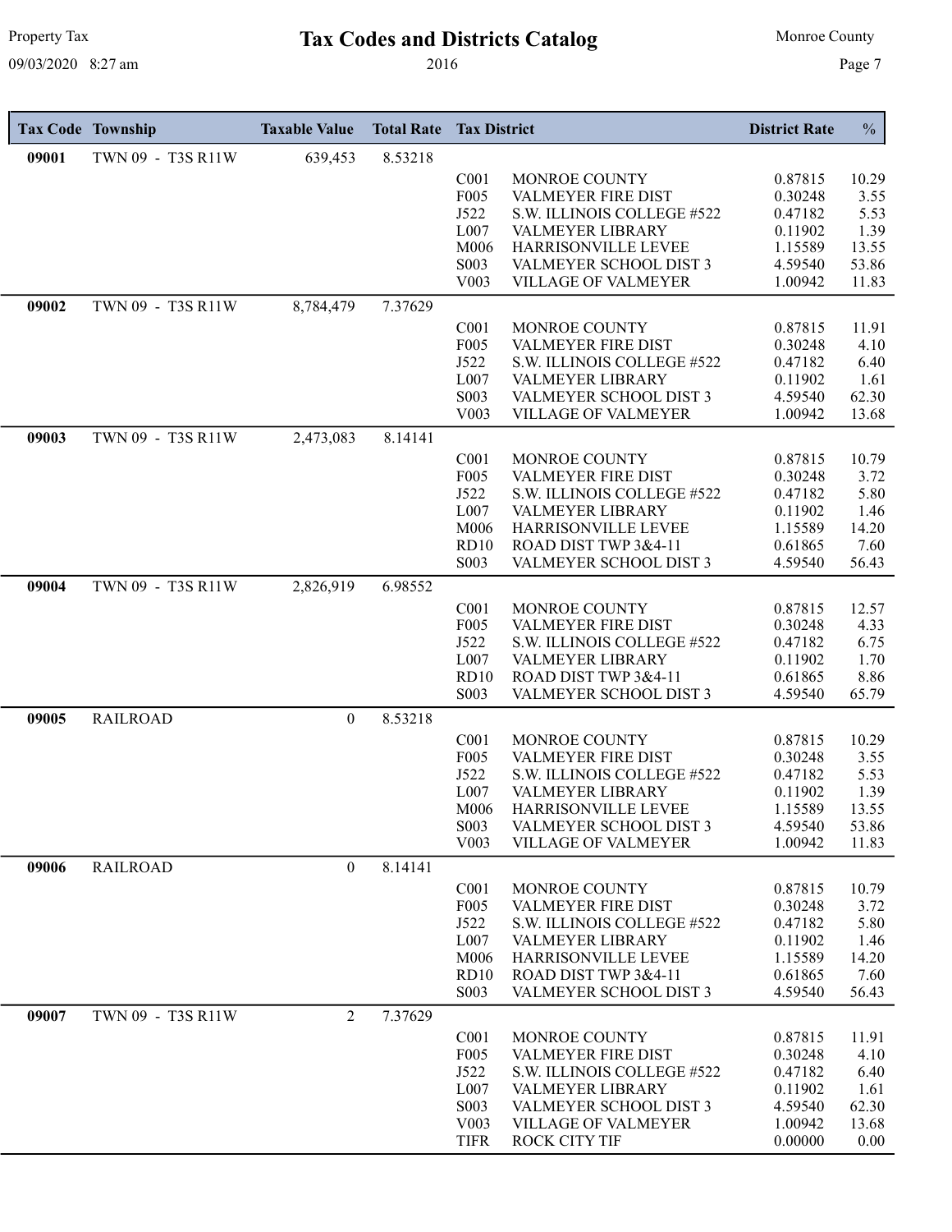# Tax Codes and Districts Catalog

2016

| Tax Code | Township | Taxable Value | Total Rate | Tax District | | District Rate | % |
|---|---|---|---|---|---|---|---|
| 09001 | TWN 09 - T3S R11W | 639,453 | 8.53218 | | | | |
| | | | | C001 | MONROE COUNTY | 0.87815 | 10.29 |
| | | | | F005 | VALMEYER FIRE DIST | 0.30248 | 3.55 |
| | | | | J522 | S.W. ILLINOIS COLLEGE #522 | 0.47182 | 5.53 |
| | | | | L007 | VALMEYER LIBRARY | 0.11902 | 1.39 |
| | | | | M006 | HARRISONVILLE LEVEE | 1.15589 | 13.55 |
| | | | | S003 | VALMEYER SCHOOL DIST 3 | 4.59540 | 53.86 |
| | | | | V003 | VILLAGE OF VALMEYER | 1.00942 | 11.83 |
| 09002 | TWN 09 - T3S R11W | 8,784,479 | 7.37629 | | | | |
| | | | | C001 | MONROE COUNTY | 0.87815 | 11.91 |
| | | | | F005 | VALMEYER FIRE DIST | 0.30248 | 4.10 |
| | | | | J522 | S.W. ILLINOIS COLLEGE #522 | 0.47182 | 6.40 |
| | | | | L007 | VALMEYER LIBRARY | 0.11902 | 1.61 |
| | | | | S003 | VALMEYER SCHOOL DIST 3 | 4.59540 | 62.30 |
| | | | | V003 | VILLAGE OF VALMEYER | 1.00942 | 13.68 |
| 09003 | TWN 09 - T3S R11W | 2,473,083 | 8.14141 | | | | |
| | | | | C001 | MONROE COUNTY | 0.87815 | 10.79 |
| | | | | F005 | VALMEYER FIRE DIST | 0.30248 | 3.72 |
| | | | | J522 | S.W. ILLINOIS COLLEGE #522 | 0.47182 | 5.80 |
| | | | | L007 | VALMEYER LIBRARY | 0.11902 | 1.46 |
| | | | | M006 | HARRISONVILLE LEVEE | 1.15589 | 14.20 |
| | | | | RD10 | ROAD DIST TWP 3&4-11 | 0.61865 | 7.60 |
| | | | | S003 | VALMEYER SCHOOL DIST 3 | 4.59540 | 56.43 |
| 09004 | TWN 09 - T3S R11W | 2,826,919 | 6.98552 | | | | |
| | | | | C001 | MONROE COUNTY | 0.87815 | 12.57 |
| | | | | F005 | VALMEYER FIRE DIST | 0.30248 | 4.33 |
| | | | | J522 | S.W. ILLINOIS COLLEGE #522 | 0.47182 | 6.75 |
| | | | | L007 | VALMEYER LIBRARY | 0.11902 | 1.70 |
| | | | | RD10 | ROAD DIST TWP 3&4-11 | 0.61865 | 8.86 |
| | | | | S003 | VALMEYER SCHOOL DIST 3 | 4.59540 | 65.79 |
| 09005 | RAILROAD | 0 | 8.53218 | | | | |
| | | | | C001 | MONROE COUNTY | 0.87815 | 10.29 |
| | | | | F005 | VALMEYER FIRE DIST | 0.30248 | 3.55 |
| | | | | J522 | S.W. ILLINOIS COLLEGE #522 | 0.47182 | 5.53 |
| | | | | L007 | VALMEYER LIBRARY | 0.11902 | 1.39 |
| | | | | M006 | HARRISONVILLE LEVEE | 1.15589 | 13.55 |
| | | | | S003 | VALMEYER SCHOOL DIST 3 | 4.59540 | 53.86 |
| | | | | V003 | VILLAGE OF VALMEYER | 1.00942 | 11.83 |
| 09006 | RAILROAD | 0 | 8.14141 | | | | |
| | | | | C001 | MONROE COUNTY | 0.87815 | 10.79 |
| | | | | F005 | VALMEYER FIRE DIST | 0.30248 | 3.72 |
| | | | | J522 | S.W. ILLINOIS COLLEGE #522 | 0.47182 | 5.80 |
| | | | | L007 | VALMEYER LIBRARY | 0.11902 | 1.46 |
| | | | | M006 | HARRISONVILLE LEVEE | 1.15589 | 14.20 |
| | | | | RD10 | ROAD DIST TWP 3&4-11 | 0.61865 | 7.60 |
| | | | | S003 | VALMEYER SCHOOL DIST 3 | 4.59540 | 56.43 |
| 09007 | TWN 09 - T3S R11W | 2 | 7.37629 | | | | |
| | | | | C001 | MONROE COUNTY | 0.87815 | 11.91 |
| | | | | F005 | VALMEYER FIRE DIST | 0.30248 | 4.10 |
| | | | | J522 | S.W. ILLINOIS COLLEGE #522 | 0.47182 | 6.40 |
| | | | | L007 | VALMEYER LIBRARY | 0.11902 | 1.61 |
| | | | | S003 | VALMEYER SCHOOL DIST 3 | 4.59540 | 62.30 |
| | | | | V003 | VILLAGE OF VALMEYER | 1.00942 | 13.68 |
| | | | | TIFR | ROCK CITY TIF | 0.00000 | 0.00 |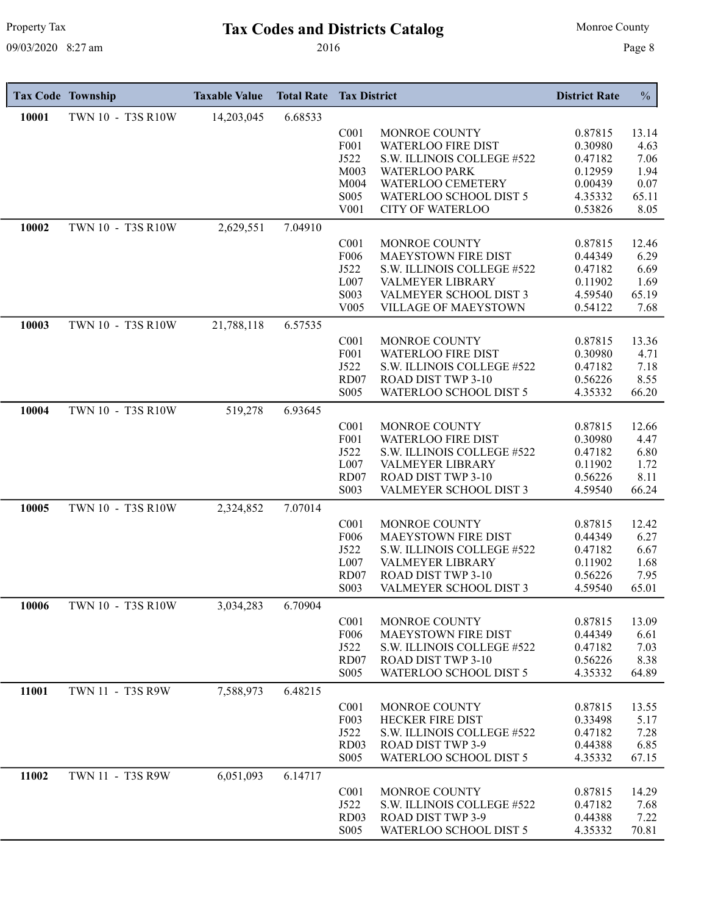# Tax Codes and Districts Catalog

2016

| Tax Code | Township | Taxable Value | Total Rate | Tax District | | District Rate | % |
|---|---|---|---|---|---|---|---|
| 10001 | TWN 10 - T3S R10W | 14,203,045 | 6.68533 | | | | |
| | | | | C001 | MONROE COUNTY | 0.87815 | 13.14 |
| | | | | F001 | WATERLOO FIRE DIST | 0.30980 | 4.63 |
| | | | | J522 | S.W. ILLINOIS COLLEGE #522 | 0.47182 | 7.06 |
| | | | | M003 | WATERLOO PARK | 0.12959 | 1.94 |
| | | | | M004 | WATERLOO CEMETERY | 0.00439 | 0.07 |
| | | | | S005 | WATERLOO SCHOOL DIST 5 | 4.35332 | 65.11 |
| | | | | V001 | CITY OF WATERLOO | 0.53826 | 8.05 |
| 10002 | TWN 10 - T3S R10W | 2,629,551 | 7.04910 | | | | |
| | | | | C001 | MONROE COUNTY | 0.87815 | 12.46 |
| | | | | F006 | MAEYSTOWN FIRE DIST | 0.44349 | 6.29 |
| | | | | J522 | S.W. ILLINOIS COLLEGE #522 | 0.47182 | 6.69 |
| | | | | L007 | VALMEYER LIBRARY | 0.11902 | 1.69 |
| | | | | S003 | VALMEYER SCHOOL DIST 3 | 4.59540 | 65.19 |
| | | | | V005 | VILLAGE OF MAEYSTOWN | 0.54122 | 7.68 |
| 10003 | TWN 10 - T3S R10W | 21,788,118 | 6.57535 | | | | |
| | | | | C001 | MONROE COUNTY | 0.87815 | 13.36 |
| | | | | F001 | WATERLOO FIRE DIST | 0.30980 | 4.71 |
| | | | | J522 | S.W. ILLINOIS COLLEGE #522 | 0.47182 | 7.18 |
| | | | | RD07 | ROAD DIST TWP 3-10 | 0.56226 | 8.55 |
| | | | | S005 | WATERLOO SCHOOL DIST 5 | 4.35332 | 66.20 |
| 10004 | TWN 10 - T3S R10W | 519,278 | 6.93645 | | | | |
| | | | | C001 | MONROE COUNTY | 0.87815 | 12.66 |
| | | | | F001 | WATERLOO FIRE DIST | 0.30980 | 4.47 |
| | | | | J522 | S.W. ILLINOIS COLLEGE #522 | 0.47182 | 6.80 |
| | | | | L007 | VALMEYER LIBRARY | 0.11902 | 1.72 |
| | | | | RD07 | ROAD DIST TWP 3-10 | 0.56226 | 8.11 |
| | | | | S003 | VALMEYER SCHOOL DIST 3 | 4.59540 | 66.24 |
| 10005 | TWN 10 - T3S R10W | 2,324,852 | 7.07014 | | | | |
| | | | | C001 | MONROE COUNTY | 0.87815 | 12.42 |
| | | | | F006 | MAEYSTOWN FIRE DIST | 0.44349 | 6.27 |
| | | | | J522 | S.W. ILLINOIS COLLEGE #522 | 0.47182 | 6.67 |
| | | | | L007 | VALMEYER LIBRARY | 0.11902 | 1.68 |
| | | | | RD07 | ROAD DIST TWP 3-10 | 0.56226 | 7.95 |
| | | | | S003 | VALMEYER SCHOOL DIST 3 | 4.59540 | 65.01 |
| 10006 | TWN 10 - T3S R10W | 3,034,283 | 6.70904 | | | | |
| | | | | C001 | MONROE COUNTY | 0.87815 | 13.09 |
| | | | | F006 | MAEYSTOWN FIRE DIST | 0.44349 | 6.61 |
| | | | | J522 | S.W. ILLINOIS COLLEGE #522 | 0.47182 | 7.03 |
| | | | | RD07 | ROAD DIST TWP 3-10 | 0.56226 | 8.38 |
| | | | | S005 | WATERLOO SCHOOL DIST 5 | 4.35332 | 64.89 |
| 11001 | TWN 11 - T3S R9W | 7,588,973 | 6.48215 | | | | |
| | | | | C001 | MONROE COUNTY | 0.87815 | 13.55 |
| | | | | F003 | HECKER FIRE DIST | 0.33498 | 5.17 |
| | | | | J522 | S.W. ILLINOIS COLLEGE #522 | 0.47182 | 7.28 |
| | | | | RD03 | ROAD DIST TWP 3-9 | 0.44388 | 6.85 |
| | | | | S005 | WATERLOO SCHOOL DIST 5 | 4.35332 | 67.15 |
| 11002 | TWN 11 - T3S R9W | 6,051,093 | 6.14717 | | | | |
| | | | | C001 | MONROE COUNTY | 0.87815 | 14.29 |
| | | | | J522 | S.W. ILLINOIS COLLEGE #522 | 0.47182 | 7.68 |
| | | | | RD03 | ROAD DIST TWP 3-9 | 0.44388 | 7.22 |
| | | | | S005 | WATERLOO SCHOOL DIST 5 | 4.35332 | 70.81 |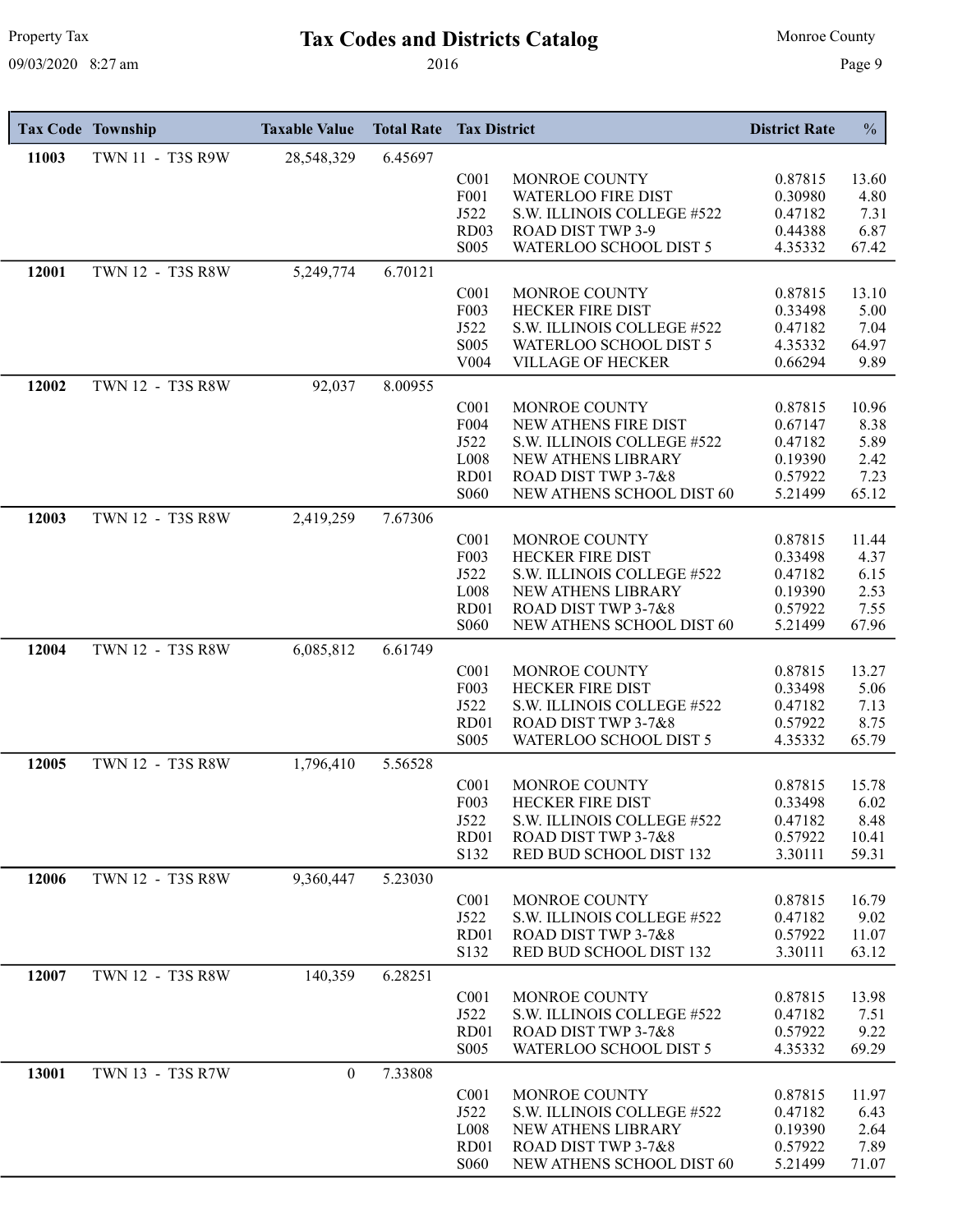# Tax Codes and Districts Catalog

2016

| Tax Code | Township | Taxable Value | Total Rate | Tax District | | District Rate | % |
|---|---|---|---|---|---|---|---|
| 11003 | TWN 11 - T3S R9W | 28,548,329 | 6.45697 | | | | |
| | | | | C001 | MONROE COUNTY | 0.87815 | 13.60 |
| | | | | F001 | WATERLOO FIRE DIST | 0.30980 | 4.80 |
| | | | | J522 | S.W. ILLINOIS COLLEGE #522 | 0.47182 | 7.31 |
| | | | | RD03 | ROAD DIST TWP 3-9 | 0.44388 | 6.87 |
| | | | | S005 | WATERLOO SCHOOL DIST 5 | 4.35332 | 67.42 |
| 12001 | TWN 12 - T3S R8W | 5,249,774 | 6.70121 | | | | |
| | | | | C001 | MONROE COUNTY | 0.87815 | 13.10 |
| | | | | F003 | HECKER FIRE DIST | 0.33498 | 5.00 |
| | | | | J522 | S.W. ILLINOIS COLLEGE #522 | 0.47182 | 7.04 |
| | | | | S005 | WATERLOO SCHOOL DIST 5 | 4.35332 | 64.97 |
| | | | | V004 | VILLAGE OF HECKER | 0.66294 | 9.89 |
| 12002 | TWN 12 - T3S R8W | 92,037 | 8.00955 | | | | |
| | | | | C001 | MONROE COUNTY | 0.87815 | 10.96 |
| | | | | F004 | NEW ATHENS FIRE DIST | 0.67147 | 8.38 |
| | | | | J522 | S.W. ILLINOIS COLLEGE #522 | 0.47182 | 5.89 |
| | | | | L008 | NEW ATHENS LIBRARY | 0.19390 | 2.42 |
| | | | | RD01 | ROAD DIST TWP 3-7&8 | 0.57922 | 7.23 |
| | | | | S060 | NEW ATHENS SCHOOL DIST 60 | 5.21499 | 65.12 |
| 12003 | TWN 12 - T3S R8W | 2,419,259 | 7.67306 | | | | |
| | | | | C001 | MONROE COUNTY | 0.87815 | 11.44 |
| | | | | F003 | HECKER FIRE DIST | 0.33498 | 4.37 |
| | | | | J522 | S.W. ILLINOIS COLLEGE #522 | 0.47182 | 6.15 |
| | | | | L008 | NEW ATHENS LIBRARY | 0.19390 | 2.53 |
| | | | | RD01 | ROAD DIST TWP 3-7&8 | 0.57922 | 7.55 |
| | | | | S060 | NEW ATHENS SCHOOL DIST 60 | 5.21499 | 67.96 |
| 12004 | TWN 12 - T3S R8W | 6,085,812 | 6.61749 | | | | |
| | | | | C001 | MONROE COUNTY | 0.87815 | 13.27 |
| | | | | F003 | HECKER FIRE DIST | 0.33498 | 5.06 |
| | | | | J522 | S.W. ILLINOIS COLLEGE #522 | 0.47182 | 7.13 |
| | | | | RD01 | ROAD DIST TWP 3-7&8 | 0.57922 | 8.75 |
| | | | | S005 | WATERLOO SCHOOL DIST 5 | 4.35332 | 65.79 |
| 12005 | TWN 12 - T3S R8W | 1,796,410 | 5.56528 | | | | |
| | | | | C001 | MONROE COUNTY | 0.87815 | 15.78 |
| | | | | F003 | HECKER FIRE DIST | 0.33498 | 6.02 |
| | | | | J522 | S.W. ILLINOIS COLLEGE #522 | 0.47182 | 8.48 |
| | | | | RD01 | ROAD DIST TWP 3-7&8 | 0.57922 | 10.41 |
| | | | | S132 | RED BUD SCHOOL DIST 132 | 3.30111 | 59.31 |
| 12006 | TWN 12 - T3S R8W | 9,360,447 | 5.23030 | | | | |
| | | | | C001 | MONROE COUNTY | 0.87815 | 16.79 |
| | | | | J522 | S.W. ILLINOIS COLLEGE #522 | 0.47182 | 9.02 |
| | | | | RD01 | ROAD DIST TWP 3-7&8 | 0.57922 | 11.07 |
| | | | | S132 | RED BUD SCHOOL DIST 132 | 3.30111 | 63.12 |
| 12007 | TWN 12 - T3S R8W | 140,359 | 6.28251 | | | | |
| | | | | C001 | MONROE COUNTY | 0.87815 | 13.98 |
| | | | | J522 | S.W. ILLINOIS COLLEGE #522 | 0.47182 | 7.51 |
| | | | | RD01 | ROAD DIST TWP 3-7&8 | 0.57922 | 9.22 |
| | | | | S005 | WATERLOO SCHOOL DIST 5 | 4.35332 | 69.29 |
| 13001 | TWN 13 - T3S R7W | 0 | 7.33808 | | | | |
| | | | | C001 | MONROE COUNTY | 0.87815 | 11.97 |
| | | | | J522 | S.W. ILLINOIS COLLEGE #522 | 0.47182 | 6.43 |
| | | | | L008 | NEW ATHENS LIBRARY | 0.19390 | 2.64 |
| | | | | RD01 | ROAD DIST TWP 3-7&8 | 0.57922 | 7.89 |
| | | | | S060 | NEW ATHENS SCHOOL DIST 60 | 5.21499 | 71.07 |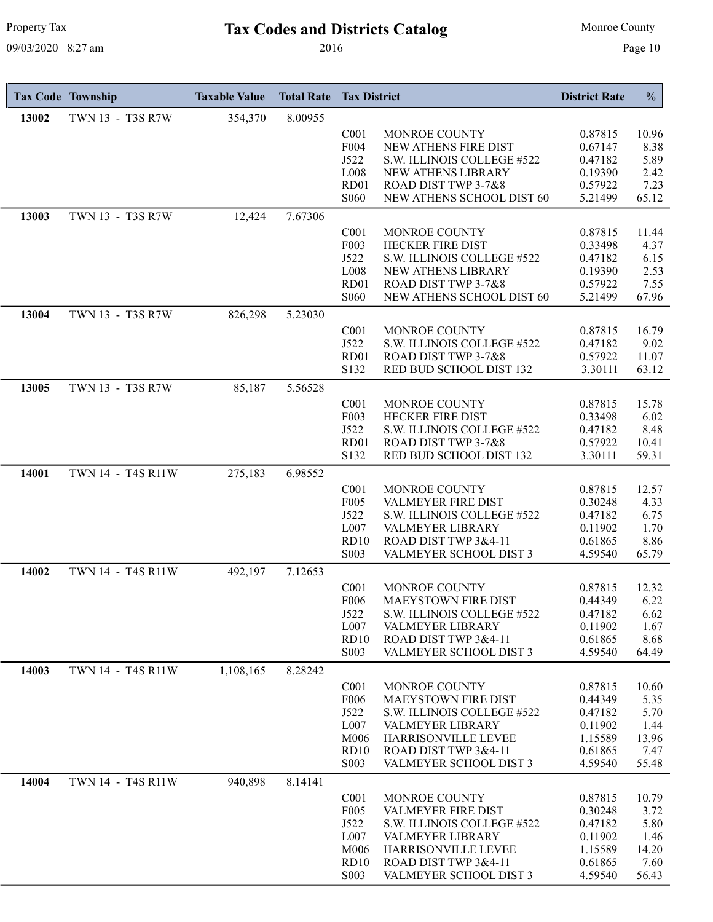# Tax Codes and Districts Catalog

2016

| Tax Code | Township | Taxable Value | Total Rate | Tax District | | District Rate | % |
|---|---|---|---|---|---|---|---|
| **13002** | TWN 13 - T3S R7W | 354,370 | 8.00955 | | | | |
| | | | | C001 | MONROE COUNTY | 0.87815 | 10.96 |
| | | | | F004 | NEW ATHENS FIRE DIST | 0.67147 | 8.38 |
| | | | | J522 | S.W. ILLINOIS COLLEGE #522 | 0.47182 | 5.89 |
| | | | | L008 | NEW ATHENS LIBRARY | 0.19390 | 2.42 |
| | | | | RD01 | ROAD DIST TWP 3-7&8 | 0.57922 | 7.23 |
| | | | | S060 | NEW ATHENS SCHOOL DIST 60 | 5.21499 | 65.12 |
| **13003** | TWN 13 - T3S R7W | 12,424 | 7.67306 | | | | |
| | | | | C001 | MONROE COUNTY | 0.87815 | 11.44 |
| | | | | F003 | HECKER FIRE DIST | 0.33498 | 4.37 |
| | | | | J522 | S.W. ILLINOIS COLLEGE #522 | 0.47182 | 6.15 |
| | | | | L008 | NEW ATHENS LIBRARY | 0.19390 | 2.53 |
| | | | | RD01 | ROAD DIST TWP 3-7&8 | 0.57922 | 7.55 |
| | | | | S060 | NEW ATHENS SCHOOL DIST 60 | 5.21499 | 67.96 |
| **13004** | TWN 13 - T3S R7W | 826,298 | 5.23030 | | | | |
| | | | | C001 | MONROE COUNTY | 0.87815 | 16.79 |
| | | | | J522 | S.W. ILLINOIS COLLEGE #522 | 0.47182 | 9.02 |
| | | | | RD01 | ROAD DIST TWP 3-7&8 | 0.57922 | 11.07 |
| | | | | S132 | RED BUD SCHOOL DIST 132 | 3.30111 | 63.12 |
| **13005** | TWN 13 - T3S R7W | 85,187 | 5.56528 | | | | |
| | | | | C001 | MONROE COUNTY | 0.87815 | 15.78 |
| | | | | F003 | HECKER FIRE DIST | 0.33498 | 6.02 |
| | | | | J522 | S.W. ILLINOIS COLLEGE #522 | 0.47182 | 8.48 |
| | | | | RD01 | ROAD DIST TWP 3-7&8 | 0.57922 | 10.41 |
| | | | | S132 | RED BUD SCHOOL DIST 132 | 3.30111 | 59.31 |
| **14001** | TWN 14 - T4S R11W | 275,183 | 6.98552 | | | | |
| | | | | C001 | MONROE COUNTY | 0.87815 | 12.57 |
| | | | | F005 | VALMEYER FIRE DIST | 0.30248 | 4.33 |
| | | | | J522 | S.W. ILLINOIS COLLEGE #522 | 0.47182 | 6.75 |
| | | | | L007 | VALMEYER LIBRARY | 0.11902 | 1.70 |
| | | | | RD10 | ROAD DIST TWP 3&4-11 | 0.61865 | 8.86 |
| | | | | S003 | VALMEYER SCHOOL DIST 3 | 4.59540 | 65.79 |
| **14002** | TWN 14 - T4S R11W | 492,197 | 7.12653 | | | | |
| | | | | C001 | MONROE COUNTY | 0.87815 | 12.32 |
| | | | | F006 | MAEYSTOWN FIRE DIST | 0.44349 | 6.22 |
| | | | | J522 | S.W. ILLINOIS COLLEGE #522 | 0.47182 | 6.62 |
| | | | | L007 | VALMEYER LIBRARY | 0.11902 | 1.67 |
| | | | | RD10 | ROAD DIST TWP 3&4-11 | 0.61865 | 8.68 |
| | | | | S003 | VALMEYER SCHOOL DIST 3 | 4.59540 | 64.49 |
| **14003** | TWN 14 - T4S R11W | 1,108,165 | 8.28242 | | | | |
| | | | | C001 | MONROE COUNTY | 0.87815 | 10.60 |
| | | | | F006 | MAEYSTOWN FIRE DIST | 0.44349 | 5.35 |
| | | | | J522 | S.W. ILLINOIS COLLEGE #522 | 0.47182 | 5.70 |
| | | | | L007 | VALMEYER LIBRARY | 0.11902 | 1.44 |
| | | | | M006 | HARRISONVILLE LEVEE | 1.15589 | 13.96 |
| | | | | RD10 | ROAD DIST TWP 3&4-11 | 0.61865 | 7.47 |
| | | | | S003 | VALMEYER SCHOOL DIST 3 | 4.59540 | 55.48 |
| **14004** | TWN 14 - T4S R11W | 940,898 | 8.14141 | | | | |
| | | | | C001 | MONROE COUNTY | 0.87815 | 10.79 |
| | | | | F005 | VALMEYER FIRE DIST | 0.30248 | 3.72 |
| | | | | J522 | S.W. ILLINOIS COLLEGE #522 | 0.47182 | 5.80 |
| | | | | L007 | VALMEYER LIBRARY | 0.11902 | 1.46 |
| | | | | M006 | HARRISONVILLE LEVEE | 1.15589 | 14.20 |
| | | | | RD10 | ROAD DIST TWP 3&4-11 | 0.61865 | 7.60 |
| | | | | S003 | VALMEYER SCHOOL DIST 3 | 4.59540 | 56.43 |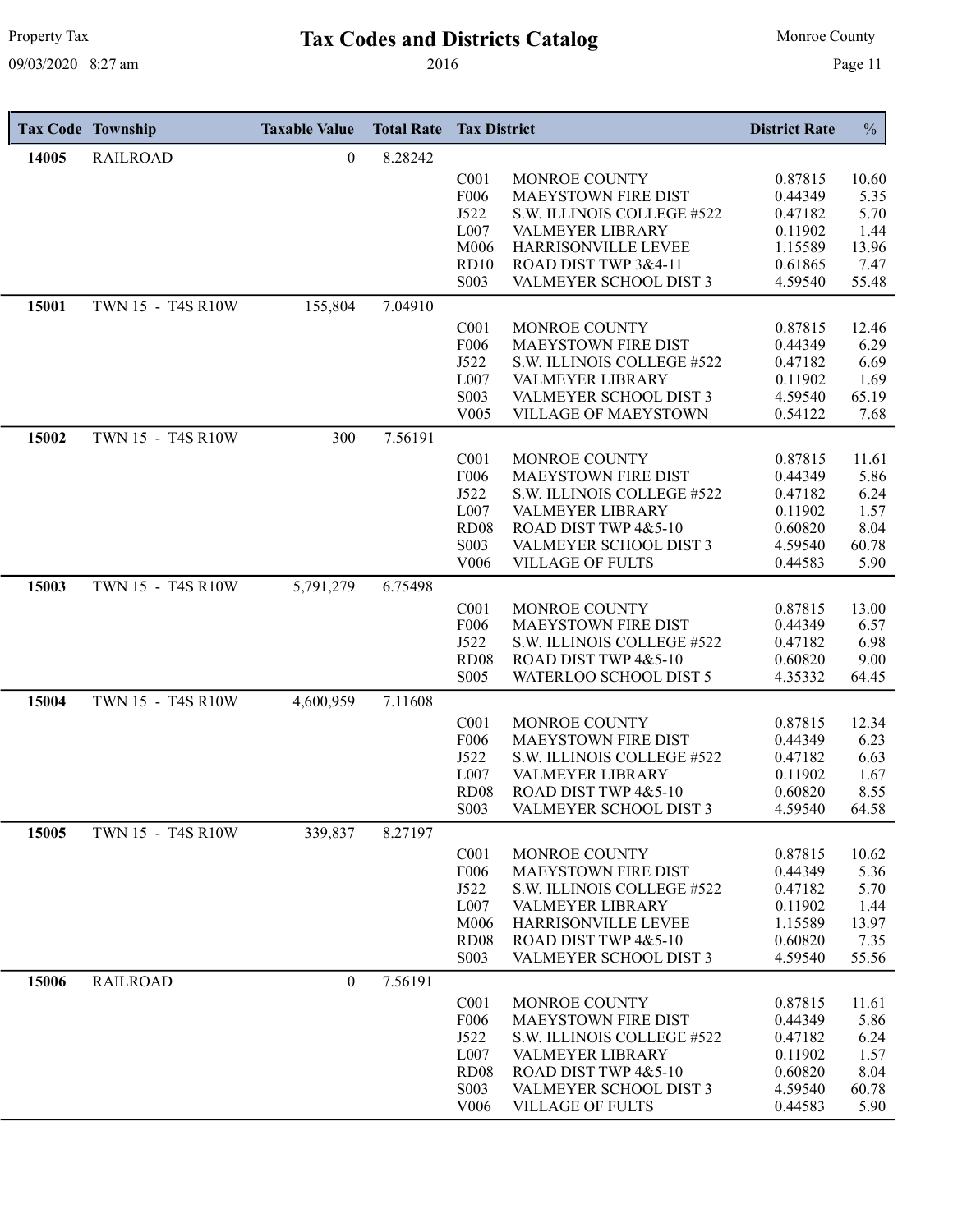# Tax Codes and Districts Catalog

2016

| Tax Code | Township | Taxable Value | Total Rate | Tax District | | District Rate | % |
|---|---|---|---|---|---|---|---|
| **14005** | RAILROAD | 0 | 8.28242 | | | | |
| | | | | C001 | MONROE COUNTY | 0.87815 | 10.60 |
| | | | | F006 | MAEYSTOWN FIRE DIST | 0.44349 | 5.35 |
| | | | | J522 | S.W. ILLINOIS COLLEGE #522 | 0.47182 | 5.70 |
| | | | | L007 | VALMEYER LIBRARY | 0.11902 | 1.44 |
| | | | | M006 | HARRISONVILLE LEVEE | 1.15589 | 13.96 |
| | | | | RD10 | ROAD DIST TWP 3&4-11 | 0.61865 | 7.47 |
| | | | | S003 | VALMEYER SCHOOL DIST 3 | 4.59540 | 55.48 |
| **15001** | TWN 15 - T4S R10W | 155,804 | 7.04910 | | | | |
| | | | | C001 | MONROE COUNTY | 0.87815 | 12.46 |
| | | | | F006 | MAEYSTOWN FIRE DIST | 0.44349 | 6.29 |
| | | | | J522 | S.W. ILLINOIS COLLEGE #522 | 0.47182 | 6.69 |
| | | | | L007 | VALMEYER LIBRARY | 0.11902 | 1.69 |
| | | | | S003 | VALMEYER SCHOOL DIST 3 | 4.59540 | 65.19 |
| | | | | V005 | VILLAGE OF MAEYSTOWN | 0.54122 | 7.68 |
| **15002** | TWN 15 - T4S R10W | 300 | 7.56191 | | | | |
| | | | | C001 | MONROE COUNTY | 0.87815 | 11.61 |
| | | | | F006 | MAEYSTOWN FIRE DIST | 0.44349 | 5.86 |
| | | | | J522 | S.W. ILLINOIS COLLEGE #522 | 0.47182 | 6.24 |
| | | | | L007 | VALMEYER LIBRARY | 0.11902 | 1.57 |
| | | | | RD08 | ROAD DIST TWP 4&5-10 | 0.60820 | 8.04 |
| | | | | S003 | VALMEYER SCHOOL DIST 3 | 4.59540 | 60.78 |
| | | | | V006 | VILLAGE OF FULTS | 0.44583 | 5.90 |
| **15003** | TWN 15 - T4S R10W | 5,791,279 | 6.75498 | | | | |
| | | | | C001 | MONROE COUNTY | 0.87815 | 13.00 |
| | | | | F006 | MAEYSTOWN FIRE DIST | 0.44349 | 6.57 |
| | | | | J522 | S.W. ILLINOIS COLLEGE #522 | 0.47182 | 6.98 |
| | | | | RD08 | ROAD DIST TWP 4&5-10 | 0.60820 | 9.00 |
| | | | | S005 | WATERLOO SCHOOL DIST 5 | 4.35332 | 64.45 |
| **15004** | TWN 15 - T4S R10W | 4,600,959 | 7.11608 | | | | |
| | | | | C001 | MONROE COUNTY | 0.87815 | 12.34 |
| | | | | F006 | MAEYSTOWN FIRE DIST | 0.44349 | 6.23 |
| | | | | J522 | S.W. ILLINOIS COLLEGE #522 | 0.47182 | 6.63 |
| | | | | L007 | VALMEYER LIBRARY | 0.11902 | 1.67 |
| | | | | RD08 | ROAD DIST TWP 4&5-10 | 0.60820 | 8.55 |
| | | | | S003 | VALMEYER SCHOOL DIST 3 | 4.59540 | 64.58 |
| **15005** | TWN 15 - T4S R10W | 339,837 | 8.27197 | | | | |
| | | | | C001 | MONROE COUNTY | 0.87815 | 10.62 |
| | | | | F006 | MAEYSTOWN FIRE DIST | 0.44349 | 5.36 |
| | | | | J522 | S.W. ILLINOIS COLLEGE #522 | 0.47182 | 5.70 |
| | | | | L007 | VALMEYER LIBRARY | 0.11902 | 1.44 |
| | | | | M006 | HARRISONVILLE LEVEE | 1.15589 | 13.97 |
| | | | | RD08 | ROAD DIST TWP 4&5-10 | 0.60820 | 7.35 |
| | | | | S003 | VALMEYER SCHOOL DIST 3 | 4.59540 | 55.56 |
| **15006** | RAILROAD | 0 | 7.56191 | | | | |
| | | | | C001 | MONROE COUNTY | 0.87815 | 11.61 |
| | | | | F006 | MAEYSTOWN FIRE DIST | 0.44349 | 5.86 |
| | | | | J522 | S.W. ILLINOIS COLLEGE #522 | 0.47182 | 6.24 |
| | | | | L007 | VALMEYER LIBRARY | 0.11902 | 1.57 |
| | | | | RD08 | ROAD DIST TWP 4&5-10 | 0.60820 | 8.04 |
| | | | | S003 | VALMEYER SCHOOL DIST 3 | 4.59540 | 60.78 |
| | | | | V006 | VILLAGE OF FULTS | 0.44583 | 5.90 |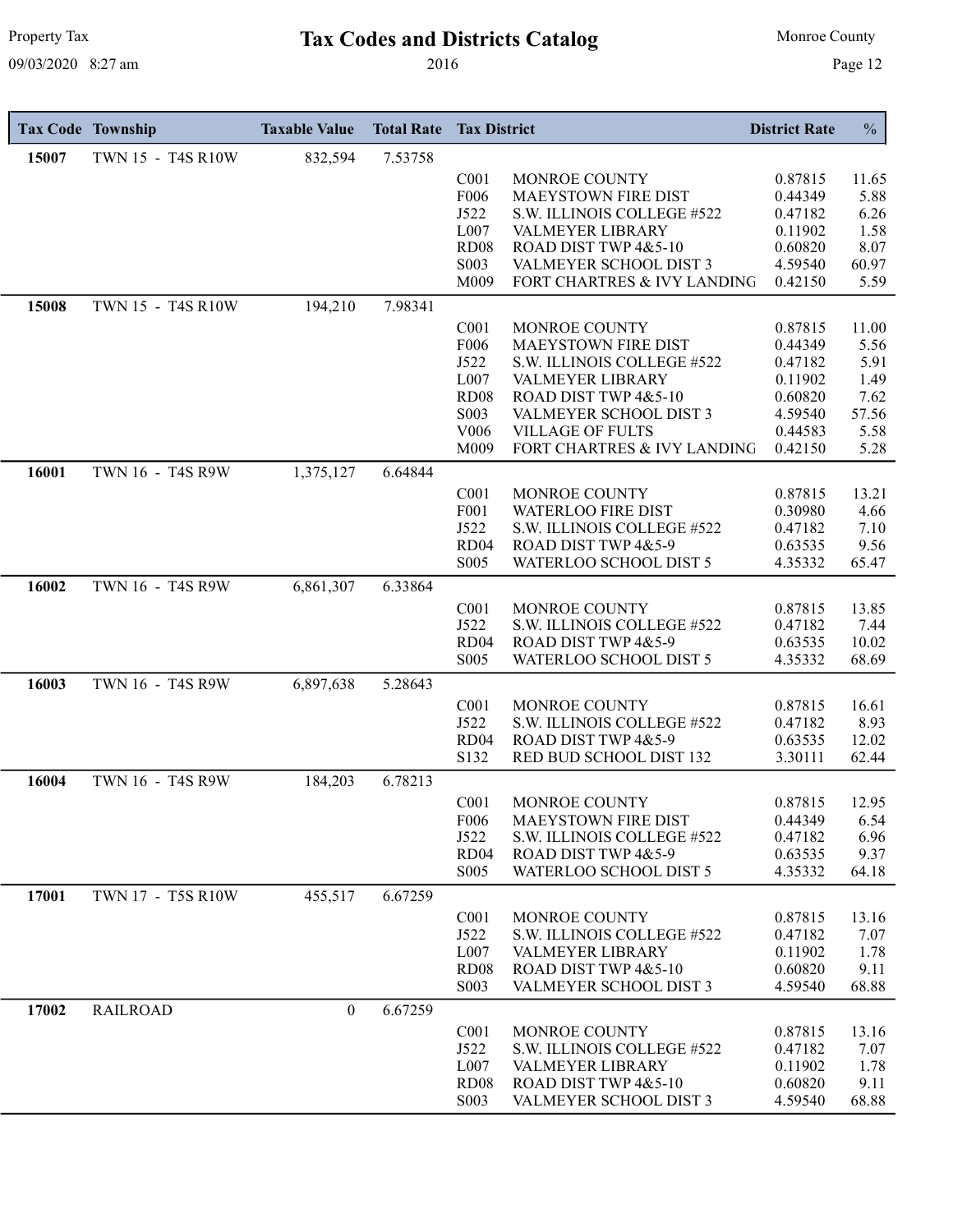# Tax Codes and Districts Catalog

2016

| Tax Code | Township | Taxable Value | Total Rate | Tax District | | District Rate | % |
|---|---|---|---|---|---|---|---|
| **15007** | TWN 15 - T4S R10W | 832,594 | 7.53758 | | | | |
| | | | | C001 | MONROE COUNTY | 0.87815 | 11.65 |
| | | | | F006 | MAEYSTOWN FIRE DIST | 0.44349 | 5.88 |
| | | | | J522 | S.W. ILLINOIS COLLEGE #522 | 0.47182 | 6.26 |
| | | | | L007 | VALMEYER LIBRARY | 0.11902 | 1.58 |
| | | | | RD08 | ROAD DIST TWP 4&5-10 | 0.60820 | 8.07 |
| | | | | S003 | VALMEYER SCHOOL DIST 3 | 4.59540 | 60.97 |
| | | | | M009 | FORT CHARTRES & IVY LANDING | 0.42150 | 5.59 |
| **15008** | TWN 15 - T4S R10W | 194,210 | 7.98341 | | | | |
| | | | | C001 | MONROE COUNTY | 0.87815 | 11.00 |
| | | | | F006 | MAEYSTOWN FIRE DIST | 0.44349 | 5.56 |
| | | | | J522 | S.W. ILLINOIS COLLEGE #522 | 0.47182 | 5.91 |
| | | | | L007 | VALMEYER LIBRARY | 0.11902 | 1.49 |
| | | | | RD08 | ROAD DIST TWP 4&5-10 | 0.60820 | 7.62 |
| | | | | S003 | VALMEYER SCHOOL DIST 3 | 4.59540 | 57.56 |
| | | | | V006 | VILLAGE OF FULTS | 0.44583 | 5.58 |
| | | | | M009 | FORT CHARTRES & IVY LANDING | 0.42150 | 5.28 |
| **16001** | TWN 16 - T4S R9W | 1,375,127 | 6.64844 | | | | |
| | | | | C001 | MONROE COUNTY | 0.87815 | 13.21 |
| | | | | F001 | WATERLOO FIRE DIST | 0.30980 | 4.66 |
| | | | | J522 | S.W. ILLINOIS COLLEGE #522 | 0.47182 | 7.10 |
| | | | | RD04 | ROAD DIST TWP 4&5-9 | 0.63535 | 9.56 |
| | | | | S005 | WATERLOO SCHOOL DIST 5 | 4.35332 | 65.47 |
| **16002** | TWN 16 - T4S R9W | 6,861,307 | 6.33864 | | | | |
| | | | | C001 | MONROE COUNTY | 0.87815 | 13.85 |
| | | | | J522 | S.W. ILLINOIS COLLEGE #522 | 0.47182 | 7.44 |
| | | | | RD04 | ROAD DIST TWP 4&5-9 | 0.63535 | 10.02 |
| | | | | S005 | WATERLOO SCHOOL DIST 5 | 4.35332 | 68.69 |
| **16003** | TWN 16 - T4S R9W | 6,897,638 | 5.28643 | | | | |
| | | | | C001 | MONROE COUNTY | 0.87815 | 16.61 |
| | | | | J522 | S.W. ILLINOIS COLLEGE #522 | 0.47182 | 8.93 |
| | | | | RD04 | ROAD DIST TWP 4&5-9 | 0.63535 | 12.02 |
| | | | | S132 | RED BUD SCHOOL DIST 132 | 3.30111 | 62.44 |
| **16004** | TWN 16 - T4S R9W | 184,203 | 6.78213 | | | | |
| | | | | C001 | MONROE COUNTY | 0.87815 | 12.95 |
| | | | | F006 | MAEYSTOWN FIRE DIST | 0.44349 | 6.54 |
| | | | | J522 | S.W. ILLINOIS COLLEGE #522 | 0.47182 | 6.96 |
| | | | | RD04 | ROAD DIST TWP 4&5-9 | 0.63535 | 9.37 |
| | | | | S005 | WATERLOO SCHOOL DIST 5 | 4.35332 | 64.18 |
| **17001** | TWN 17 - T5S R10W | 455,517 | 6.67259 | | | | |
| | | | | C001 | MONROE COUNTY | 0.87815 | 13.16 |
| | | | | J522 | S.W. ILLINOIS COLLEGE #522 | 0.47182 | 7.07 |
| | | | | L007 | VALMEYER LIBRARY | 0.11902 | 1.78 |
| | | | | RD08 | ROAD DIST TWP 4&5-10 | 0.60820 | 9.11 |
| | | | | S003 | VALMEYER SCHOOL DIST 3 | 4.59540 | 68.88 |
| **17002** | RAILROAD | 0 | 6.67259 | | | | |
| | | | | C001 | MONROE COUNTY | 0.87815 | 13.16 |
| | | | | J522 | S.W. ILLINOIS COLLEGE #522 | 0.47182 | 7.07 |
| | | | | L007 | VALMEYER LIBRARY | 0.11902 | 1.78 |
| | | | | RD08 | ROAD DIST TWP 4&5-10 | 0.60820 | 9.11 |
| | | | | S003 | VALMEYER SCHOOL DIST 3 | 4.59540 | 68.88 |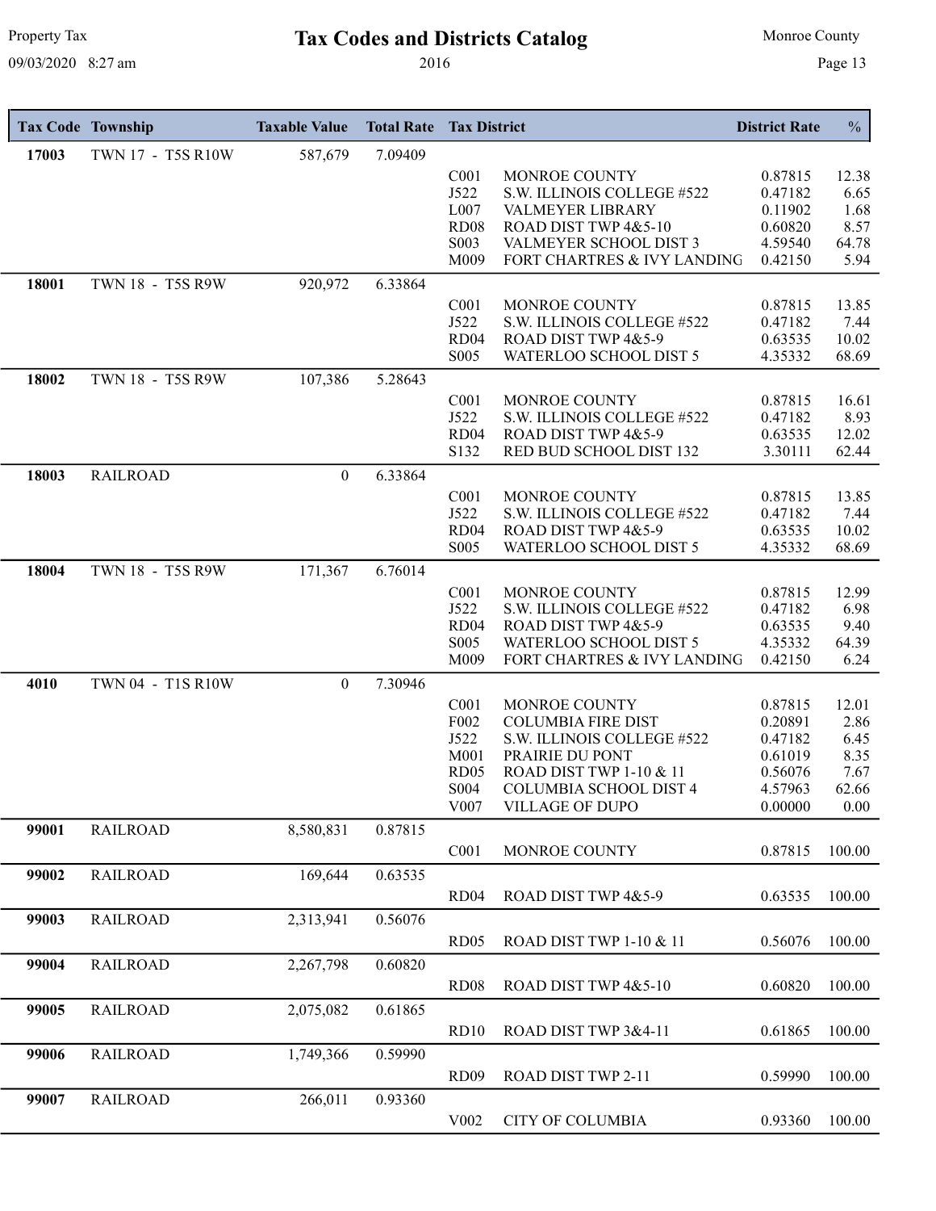# Tax Codes and Districts Catalog

2016

| Tax Code | Township | Taxable Value | Total Rate | Tax District | | District Rate | % |
|---|---|---|---|---|---|---|---|
| 17003 | TWN 17 - T5S R10W | 587,679 | 7.09409 | | | | |
| | | | | C001 | MONROE COUNTY | 0.87815 | 12.38 |
| | | | | J522 | S.W. ILLINOIS COLLEGE #522 | 0.47182 | 6.65 |
| | | | | L007 | VALMEYER LIBRARY | 0.11902 | 1.68 |
| | | | | RD08 | ROAD DIST TWP 4&5-10 | 0.60820 | 8.57 |
| | | | | S003 | VALMEYER SCHOOL DIST 3 | 4.59540 | 64.78 |
| | | | | M009 | FORT CHARTRES & IVY LANDING | 0.42150 | 5.94 |
| 18001 | TWN 18 - T5S R9W | 920,972 | 6.33864 | | | | |
| | | | | C001 | MONROE COUNTY | 0.87815 | 13.85 |
| | | | | J522 | S.W. ILLINOIS COLLEGE #522 | 0.47182 | 7.44 |
| | | | | RD04 | ROAD DIST TWP 4&5-9 | 0.63535 | 10.02 |
| | | | | S005 | WATERLOO SCHOOL DIST 5 | 4.35332 | 68.69 |
| 18002 | TWN 18 - T5S R9W | 107,386 | 5.28643 | | | | |
| | | | | C001 | MONROE COUNTY | 0.87815 | 16.61 |
| | | | | J522 | S.W. ILLINOIS COLLEGE #522 | 0.47182 | 8.93 |
| | | | | RD04 | ROAD DIST TWP 4&5-9 | 0.63535 | 12.02 |
| | | | | S132 | RED BUD SCHOOL DIST 132 | 3.30111 | 62.44 |
| 18003 | RAILROAD | 0 | 6.33864 | | | | |
| | | | | C001 | MONROE COUNTY | 0.87815 | 13.85 |
| | | | | J522 | S.W. ILLINOIS COLLEGE #522 | 0.47182 | 7.44 |
| | | | | RD04 | ROAD DIST TWP 4&5-9 | 0.63535 | 10.02 |
| | | | | S005 | WATERLOO SCHOOL DIST 5 | 4.35332 | 68.69 |
| 18004 | TWN 18 - T5S R9W | 171,367 | 6.76014 | | | | |
| | | | | C001 | MONROE COUNTY | 0.87815 | 12.99 |
| | | | | J522 | S.W. ILLINOIS COLLEGE #522 | 0.47182 | 6.98 |
| | | | | RD04 | ROAD DIST TWP 4&5-9 | 0.63535 | 9.40 |
| | | | | S005 | WATERLOO SCHOOL DIST 5 | 4.35332 | 64.39 |
| | | | | M009 | FORT CHARTRES & IVY LANDING | 0.42150 | 6.24 |
| 4010 | TWN 04 - T1S R10W | 0 | 7.30946 | | | | |
| | | | | C001 | MONROE COUNTY | 0.87815 | 12.01 |
| | | | | F002 | COLUMBIA FIRE DIST | 0.20891 | 2.86 |
| | | | | J522 | S.W. ILLINOIS COLLEGE #522 | 0.47182 | 6.45 |
| | | | | M001 | PRAIRIE DU PONT | 0.61019 | 8.35 |
| | | | | RD05 | ROAD DIST TWP 1-10 & 11 | 0.56076 | 7.67 |
| | | | | S004 | COLUMBIA SCHOOL DIST 4 | 4.57963 | 62.66 |
| | | | | V007 | VILLAGE OF DUPO | 0.00000 | 0.00 |
| 99001 | RAILROAD | 8,580,831 | 0.87815 | | | | |
| | | | | C001 | MONROE COUNTY | 0.87815 | 100.00 |
| 99002 | RAILROAD | 169,644 | 0.63535 | | | | |
| | | | | RD04 | ROAD DIST TWP 4&5-9 | 0.63535 | 100.00 |
| 99003 | RAILROAD | 2,313,941 | 0.56076 | | | | |
| | | | | RD05 | ROAD DIST TWP 1-10 & 11 | 0.56076 | 100.00 |
| 99004 | RAILROAD | 2,267,798 | 0.60820 | | | | |
| | | | | RD08 | ROAD DIST TWP 4&5-10 | 0.60820 | 100.00 |
| 99005 | RAILROAD | 2,075,082 | 0.61865 | | | | |
| | | | | RD10 | ROAD DIST TWP 3&4-11 | 0.61865 | 100.00 |
| 99006 | RAILROAD | 1,749,366 | 0.59990 | | | | |
| | | | | RD09 | ROAD DIST TWP 2-11 | 0.59990 | 100.00 |
| 99007 | RAILROAD | 266,011 | 0.93360 | | | | |
| | | | | V002 | CITY OF COLUMBIA | 0.93360 | 100.00 |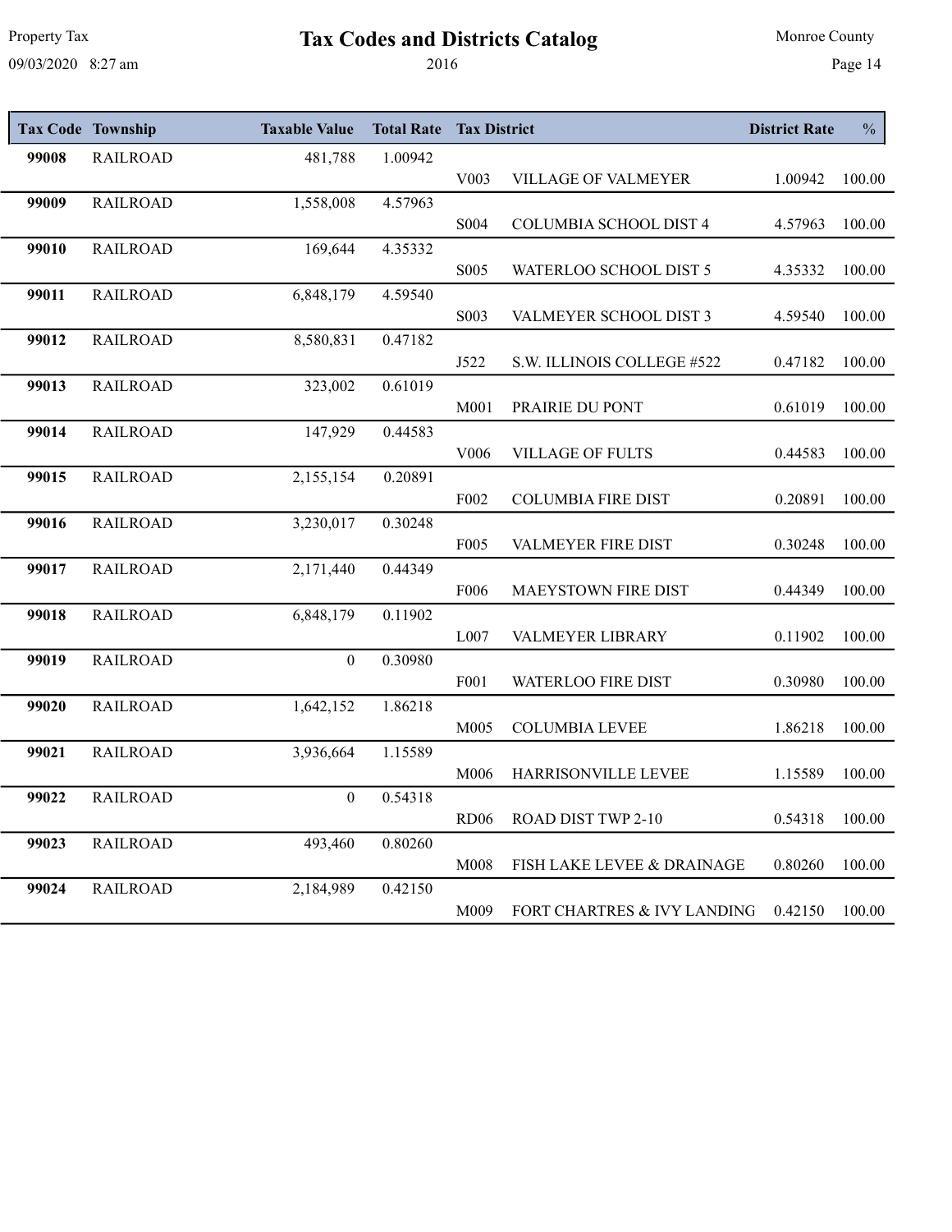# Tax Codes and Districts Catalog

2016

| Tax Code | Township | Taxable Value | Total Rate | Tax District | | District Rate | % |
|---|---|---|---|---|---|---|---|
| 99008 | RAILROAD | 481,788 | 1.00942 | | | | |
| | | | | V003 | VILLAGE OF VALMEYER | 1.00942 | 100.00 |
| 99009 | RAILROAD | 1,558,008 | 4.57963 | | | | |
| | | | | S004 | COLUMBIA SCHOOL DIST 4 | 4.57963 | 100.00 |
| 99010 | RAILROAD | 169,644 | 4.35332 | | | | |
| | | | | S005 | WATERLOO SCHOOL DIST 5 | 4.35332 | 100.00 |
| 99011 | RAILROAD | 6,848,179 | 4.59540 | | | | |
| | | | | S003 | VALMEYER SCHOOL DIST 3 | 4.59540 | 100.00 |
| 99012 | RAILROAD | 8,580,831 | 0.47182 | | | | |
| | | | | J522 | S.W. ILLINOIS COLLEGE #522 | 0.47182 | 100.00 |
| 99013 | RAILROAD | 323,002 | 0.61019 | | | | |
| | | | | M001 | PRAIRIE DU PONT | 0.61019 | 100.00 |
| 99014 | RAILROAD | 147,929 | 0.44583 | | | | |
| | | | | V006 | VILLAGE OF FULTS | 0.44583 | 100.00 |
| 99015 | RAILROAD | 2,155,154 | 0.20891 | | | | |
| | | | | F002 | COLUMBIA FIRE DIST | 0.20891 | 100.00 |
| 99016 | RAILROAD | 3,230,017 | 0.30248 | | | | |
| | | | | F005 | VALMEYER FIRE DIST | 0.30248 | 100.00 |
| 99017 | RAILROAD | 2,171,440 | 0.44349 | | | | |
| | | | | F006 | MAEYSTOWN FIRE DIST | 0.44349 | 100.00 |
| 99018 | RAILROAD | 6,848,179 | 0.11902 | | | | |
| | | | | L007 | VALMEYER LIBRARY | 0.11902 | 100.00 |
| 99019 | RAILROAD | 0 | 0.30980 | | | | |
| | | | | F001 | WATERLOO FIRE DIST | 0.30980 | 100.00 |
| 99020 | RAILROAD | 1,642,152 | 1.86218 | | | | |
| | | | | M005 | COLUMBIA LEVEE | 1.86218 | 100.00 |
| 99021 | RAILROAD | 3,936,664 | 1.15589 | | | | |
| | | | | M006 | HARRISONVILLE LEVEE | 1.15589 | 100.00 |
| 99022 | RAILROAD | 0 | 0.54318 | | | | |
| | | | | RD06 | ROAD DIST TWP 2-10 | 0.54318 | 100.00 |
| 99023 | RAILROAD | 493,460 | 0.80260 | | | | |
| | | | | M008 | FISH LAKE LEVEE & DRAINAGE | 0.80260 | 100.00 |
| 99024 | RAILROAD | 2,184,989 | 0.42150 | | | | |
| | | | | M009 | FORT CHARTRES & IVY LANDING | 0.42150 | 100.00 |